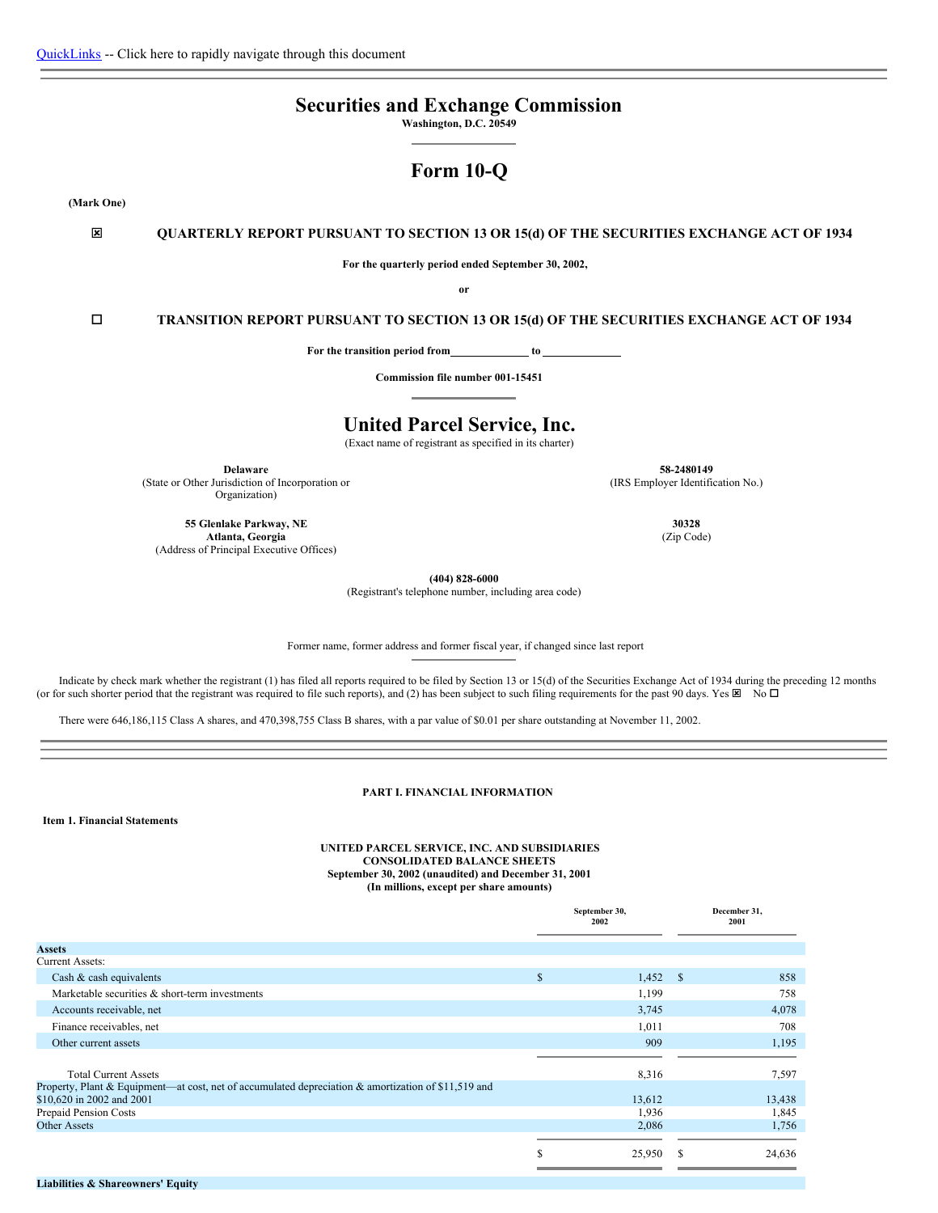QuickLinks -- Click here to rapidly navigate through this document

# Securities and Exchange Commission

**Washington, D.C. 20549**

# Form 10-Q

**(Mark One)**

☒ **QUARTERLY REPORT PURSUANT TO SECTION 13 OR 15(d) OF THE SECURITIES EXCHANGE ACT OF 1934**

**For the quarterly period ended September 30, 2002,**

**or**

☐ **TRANSITION REPORT PURSUANT TO SECTION 13 OR 15(d) OF THE SECURITIES EXCHANGE ACT OF 1934**

**For the transition period from \_\_\_\_\_\_\_\_\_\_ to \_\_\_\_\_\_\_\_\_\_**

**Commission file number 001-15451**

# United Parcel Service, Inc.

(Exact name of registrant as specified in its charter)

| | |
|---|---|
| **Delaware**<br>(State or Other Jurisdiction of Incorporation or Organization) | **58-2480149**<br>(IRS Employer Identification No.) |
| **55 Glenlake Parkway, NE**<br>**Atlanta, Georgia**<br>(Address of Principal Executive Offices) | **30328**<br>(Zip Code) |

**(404) 828-6000**
(Registrant's telephone number, including area code)

Former name, former address and former fiscal year, if changed since last report

Indicate by check mark whether the registrant (1) has filed all reports required to be filed by Section 13 or 15(d) of the Securities Exchange Act of 1934 during the preceding 12 months (or for such shorter period that the registrant was required to file such reports), and (2) has been subject to such filing requirements for the past 90 days. Yes ☒ No ☐

There were 646,186,115 Class A shares, and 470,398,755 Class B shares, with a par value of $0.01 per share outstanding at November 11, 2002.

## PART I. FINANCIAL INFORMATION

### Item 1. Financial Statements

**UNITED PARCEL SERVICE, INC. AND SUBSIDIARIES**
**CONSOLIDATED BALANCE SHEETS**
**September 30, 2002 (unaudited) and December 31, 2001**
**(In millions, except per share amounts)**

| | September 30, 2002 | December 31, 2001 |
|---|---|---|
| **Assets** | | |
| Current Assets: | | |
| Cash & cash equivalents | $ 1,452 | $ 858 |
| Marketable securities & short-term investments | 1,199 | 758 |
| Accounts receivable, net | 3,745 | 4,078 |
| Finance receivables, net | 1,011 | 708 |
| Other current assets | 909 | 1,195 |
| Total Current Assets | 8,316 | 7,597 |
| Property, Plant & Equipment—at cost, net of accumulated depreciation & amortization of $11,519 and $10,620 in 2002 and 2001 | 13,612 | 13,438 |
| Prepaid Pension Costs | 1,936 | 1,845 |
| Other Assets | 2,086 | 1,756 |
| | $ 25,950 | $ 24,636 |
| **Liabilities & Shareowners' Equity** | | |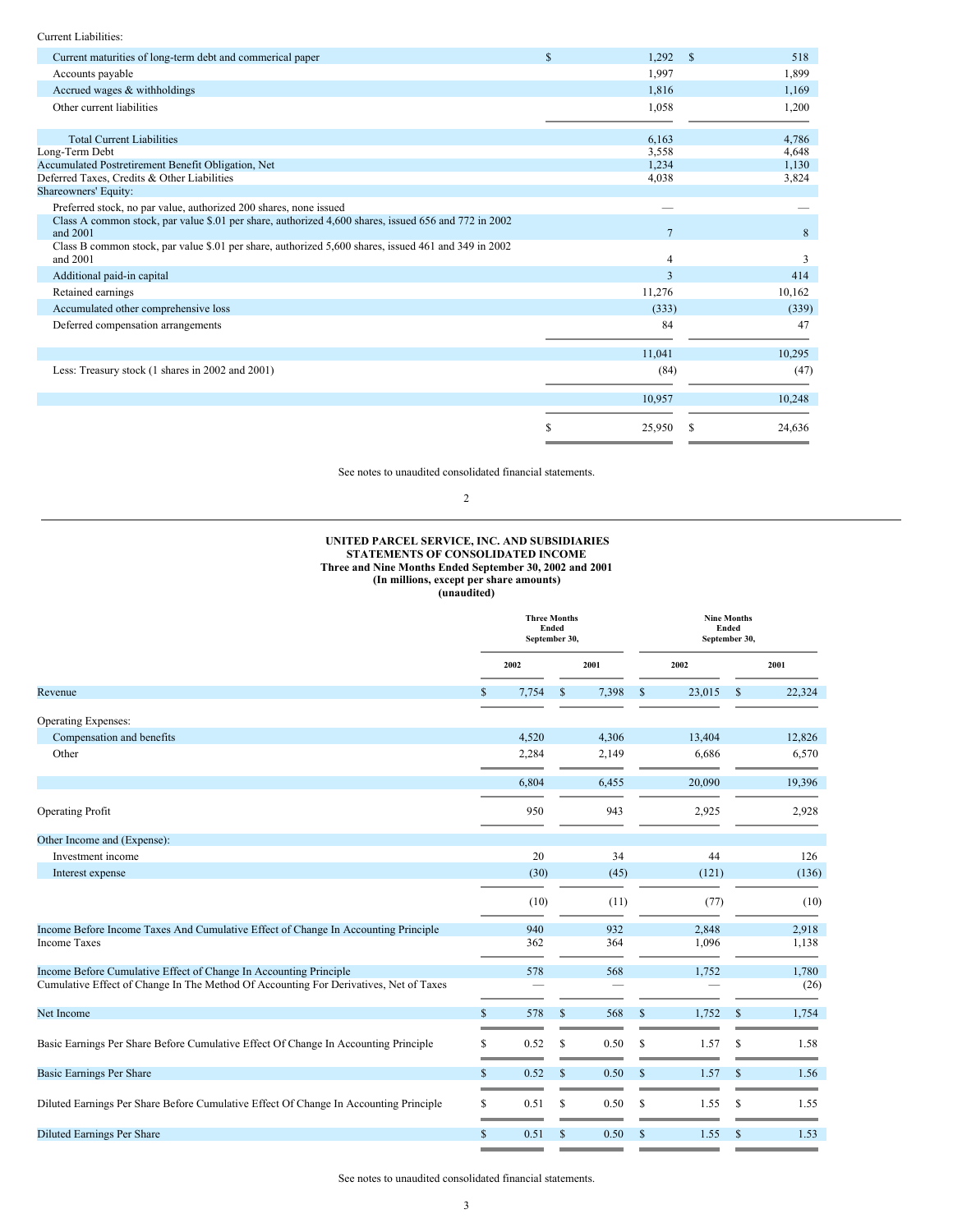| | | |
|---|---|---|
| Current Liabilities: | | |
| Current maturities of long-term debt and commerical paper | $ 1,292 | $ 518 |
| Accounts payable | 1,997 | 1,899 |
| Accrued wages & withholdings | 1,816 | 1,169 |
| Other current liabilities | 1,058 | 1,200 |
| Total Current Liabilities | 6,163 | 4,786 |
| Long-Term Debt | 3,558 | 4,648 |
| Accumulated Postretirement Benefit Obligation, Net | 1,234 | 1,130 |
| Deferred Taxes, Credits & Other Liabilities | 4,038 | 3,824 |
| Shareowners' Equity: | | |
| Preferred stock, no par value, authorized 200 shares, none issued | — | — |
| Class A common stock, par value $.01 per share, authorized 4,600 shares, issued 656 and 772 in 2002 and 2001 | 7 | 8 |
| Class B common stock, par value $.01 per share, authorized 5,600 shares, issued 461 and 349 in 2002 and 2001 | 4 | 3 |
| Additional paid-in capital | 3 | 414 |
| Retained earnings | 11,276 | 10,162 |
| Accumulated other comprehensive loss | (333) | (339) |
| Deferred compensation arrangements | 84 | 47 |
| | 11,041 | 10,295 |
| Less: Treasury stock (1 shares in 2002 and 2001) | (84) | (47) |
| | 10,957 | 10,248 |
| | $ 25,950 | $ 24,636 |

See notes to unaudited consolidated financial statements.

**UNITED PARCEL SERVICE, INC. AND SUBSIDIARIES**
**STATEMENTS OF CONSOLIDATED INCOME**
**Three and Nine Months Ended September 30, 2002 and 2001**
**(In millions, except per share amounts)**
**(unaudited)**

| | Three Months Ended September 30, | | Nine Months Ended September 30, | |
|---|---|---|---|---|
| | 2002 | 2001 | 2002 | 2001 |
| Revenue | $ 7,754 | $ 7,398 | $ 23,015 | $ 22,324 |
| Operating Expenses: | | | | |
| Compensation and benefits | 4,520 | 4,306 | 13,404 | 12,826 |
| Other | 2,284 | 2,149 | 6,686 | 6,570 |
| | 6,804 | 6,455 | 20,090 | 19,396 |
| Operating Profit | 950 | 943 | 2,925 | 2,928 |
| Other Income and (Expense): | | | | |
| Investment income | 20 | 34 | 44 | 126 |
| Interest expense | (30) | (45) | (121) | (136) |
| | (10) | (11) | (77) | (10) |
| Income Before Income Taxes And Cumulative Effect of Change In Accounting Principle | 940 | 932 | 2,848 | 2,918 |
| Income Taxes | 362 | 364 | 1,096 | 1,138 |
| Income Before Cumulative Effect of Change In Accounting Principle | 578 | 568 | 1,752 | 1,780 |
| Cumulative Effect of Change In The Method Of Accounting For Derivatives, Net of Taxes | — | — | — | (26) |
| Net Income | $ 578 | $ 568 | $ 1,752 | $ 1,754 |
| Basic Earnings Per Share Before Cumulative Effect Of Change In Accounting Principle | $ 0.52 | $ 0.50 | $ 1.57 | $ 1.58 |
| Basic Earnings Per Share | $ 0.52 | $ 0.50 | $ 1.57 | $ 1.56 |
| Diluted Earnings Per Share Before Cumulative Effect Of Change In Accounting Principle | $ 0.51 | $ 0.50 | $ 1.55 | $ 1.55 |
| Diluted Earnings Per Share | $ 0.51 | $ 0.50 | $ 1.55 | $ 1.53 |

See notes to unaudited consolidated financial statements.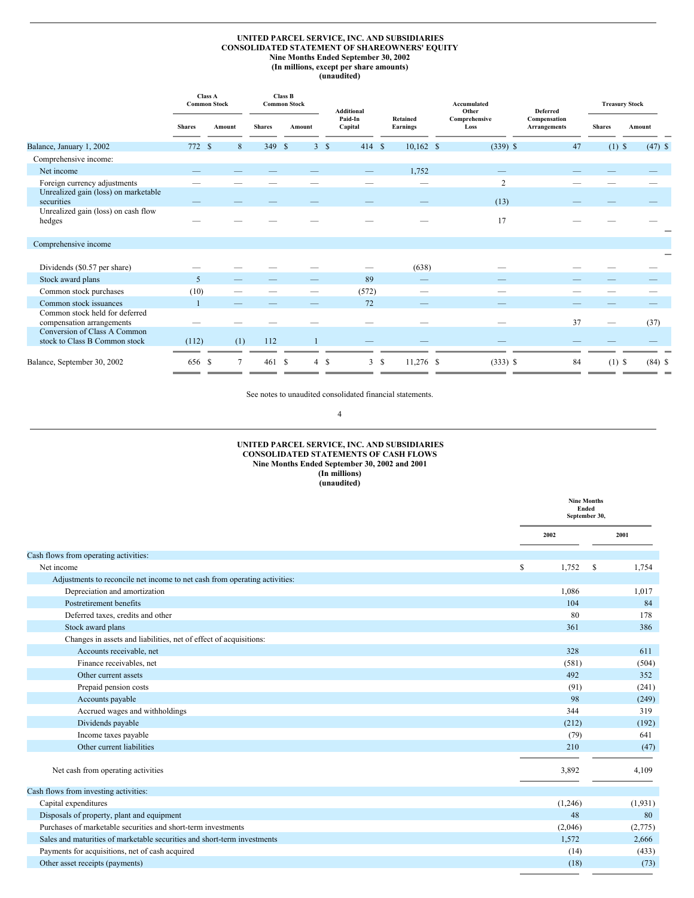**UNITED PARCEL SERVICE, INC. AND SUBSIDIARIES**
**CONSOLIDATED STATEMENT OF SHAREOWNERS' EQUITY**
**Nine Months Ended September 30, 2002**
**(In millions, except per share amounts)**
**(unaudited)**

| | Class A Common Stock | | Class B Common Stock | | Additional Paid-In Capital | Retained Earnings | Accumulated Other Comprehensive Loss | Deferred Compensation Arrangements | Treasury Stock | | |
|---|---|---|---|---|---|---|---|---|---|---|---|
| | Shares | Amount | Shares | Amount | | | | | Shares | Amount | |
| Balance, January 1, 2002 | 772 | $ 8 | 349 | $ 3 | $ 414 | $ 10,162 | $ (339) | $ 47 | (1) | $ (47) | $ |
| Comprehensive income: | | | | | | | | | | | |
| Net income | — | — | — | — | — | 1,752 | — | — | — | — | |
| Foreign currency adjustments | — | — | — | — | — | — | 2 | — | — | — | |
| Unrealized gain (loss) on marketable securities | — | — | — | — | — | — | (13) | — | — | — | |
| Unrealized gain (loss) on cash flow hedges | — | — | — | — | — | — | 17 | — | — | — | |
| Comprehensive income | | | | | | | | | | | |
| Dividends ($0.57 per share) | — | — | — | — | — | (638) | — | — | — | — | |
| Stock award plans | 5 | — | — | — | 89 | — | — | — | — | — | |
| Common stock purchases | (10) | — | — | — | (572) | — | — | — | — | — | |
| Common stock issuances | 1 | — | — | — | 72 | — | — | — | — | — | |
| Common stock held for deferred compensation arrangements | — | — | — | — | — | — | — | 37 | — | (37) | |
| Conversion of Class A Common stock to Class B Common stock | (112) | (1) | 112 | 1 | — | — | — | — | — | — | |
| Balance, September 30, 2002 | 656 | $ 7 | 461 | $ 4 | $ 3 | $ 11,276 | $ (333) | $ 84 | (1) | $ (84) | $ |

See notes to unaudited consolidated financial statements.

**UNITED PARCEL SERVICE, INC. AND SUBSIDIARIES**
**CONSOLIDATED STATEMENTS OF CASH FLOWS**
**Nine Months Ended September 30, 2002 and 2001**
**(In millions)**
**(unaudited)**

| | Nine Months Ended September 30, | |
|---|---|---|
| | 2002 | 2001 |
| **Cash flows from operating activities:** | | |
| Net income | $ 1,752 | $ 1,754 |
| Adjustments to reconcile net income to net cash from operating activities: | | |
| Depreciation and amortization | 1,086 | 1,017 |
| Postretirement benefits | 104 | 84 |
| Deferred taxes, credits and other | 80 | 178 |
| Stock award plans | 361 | 386 |
| Changes in assets and liabilities, net of effect of acquisitions: | | |
| Accounts receivable, net | 328 | 611 |
| Finance receivables, net | (581) | (504) |
| Other current assets | 492 | 352 |
| Prepaid pension costs | (91) | (241) |
| Accounts payable | 98 | (249) |
| Accrued wages and withholdings | 344 | 319 |
| Dividends payable | (212) | (192) |
| Income taxes payable | (79) | 641 |
| Other current liabilities | 210 | (47) |
| Net cash from operating activities | 3,892 | 4,109 |
| **Cash flows from investing activities:** | | |
| Capital expenditures | (1,246) | (1,931) |
| Disposals of property, plant and equipment | 48 | 80 |
| Purchases of marketable securities and short-term investments | (2,046) | (2,775) |
| Sales and maturities of marketable securities and short-term investments | 1,572 | 2,666 |
| Payments for acquisitions, net of cash acquired | (14) | (433) |
| Other asset receipts (payments) | (18) | (73) |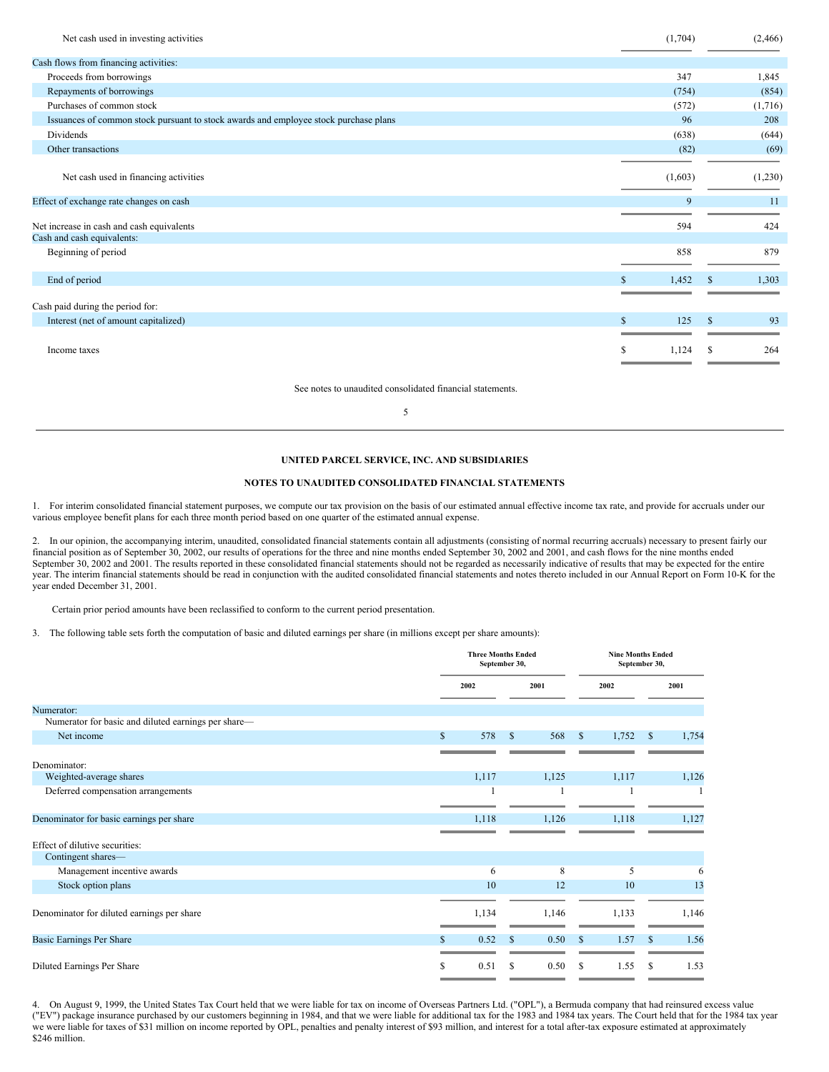| | | |
|---|---|---|
| Net cash used in investing activities | (1,704) | (2,466) |
| Cash flows from financing activities: | | |
| Proceeds from borrowings | 347 | 1,845 |
| Repayments of borrowings | (754) | (854) |
| Purchases of common stock | (572) | (1,716) |
| Issuances of common stock pursuant to stock awards and employee stock purchase plans | 96 | 208 |
| Dividends | (638) | (644) |
| Other transactions | (82) | (69) |
| Net cash used in financing activities | (1,603) | (1,230) |
| Effect of exchange rate changes on cash | 9 | 11 |
| Net increase in cash and cash equivalents | 594 | 424 |
| Cash and cash equivalents: | | |
| Beginning of period | 858 | 879 |
| End of period | $ 1,452 | $ 1,303 |
| Cash paid during the period for: | | |
| Interest (net of amount capitalized) | $ 125 | $ 93 |
| Income taxes | $ 1,124 | $ 264 |

See notes to unaudited consolidated financial statements.

## UNITED PARCEL SERVICE, INC. AND SUBSIDIARIES

## NOTES TO UNAUDITED CONSOLIDATED FINANCIAL STATEMENTS

1. For interim consolidated financial statement purposes, we compute our tax provision on the basis of our estimated annual effective income tax rate, and provide for accruals under our various employee benefit plans for each three month period based on one quarter of the estimated annual expense.

2. In our opinion, the accompanying interim, unaudited, consolidated financial statements contain all adjustments (consisting of normal recurring accruals) necessary to present fairly our financial position as of September 30, 2002, our results of operations for the three and nine months ended September 30, 2002 and 2001, and cash flows for the nine months ended September 30, 2002 and 2001. The results reported in these consolidated financial statements should not be regarded as necessarily indicative of results that may be expected for the entire year. The interim financial statements should be read in conjunction with the audited consolidated financial statements and notes thereto included in our Annual Report on Form 10-K for the year ended December 31, 2001.

Certain prior period amounts have been reclassified to conform to the current period presentation.

3. The following table sets forth the computation of basic and diluted earnings per share (in millions except per share amounts):

| | Three Months Ended September 30, | | Nine Months Ended September 30, | |
|---|---|---|---|---|
| | 2002 | 2001 | 2002 | 2001 |
| Numerator: | | | | |
| Numerator for basic and diluted earnings per share— | | | | |
| Net income | $ 578 | $ 568 | $ 1,752 | $ 1,754 |
| Denominator: | | | | |
| Weighted-average shares | 1,117 | 1,125 | 1,117 | 1,126 |
| Deferred compensation arrangements | 1 | 1 | 1 | 1 |
| Denominator for basic earnings per share | 1,118 | 1,126 | 1,118 | 1,127 |
| Effect of dilutive securities: | | | | |
| Contingent shares— | | | | |
| Management incentive awards | 6 | 8 | 5 | 6 |
| Stock option plans | 10 | 12 | 10 | 13 |
| Denominator for diluted earnings per share | 1,134 | 1,146 | 1,133 | 1,146 |
| Basic Earnings Per Share | $ 0.52 | $ 0.50 | $ 1.57 | $ 1.56 |
| Diluted Earnings Per Share | $ 0.51 | $ 0.50 | $ 1.55 | $ 1.53 |

4. On August 9, 1999, the United States Tax Court held that we were liable for tax on income of Overseas Partners Ltd. ("OPL"), a Bermuda company that had reinsured excess value ("EV") package insurance purchased by our customers beginning in 1984, and that we were liable for additional tax for the 1983 and 1984 tax years. The Court held that for the 1984 tax year we were liable for taxes of $31 million on income reported by OPL, penalties and penalty interest of $93 million, and interest for a total after-tax exposure estimated at approximately $246 million.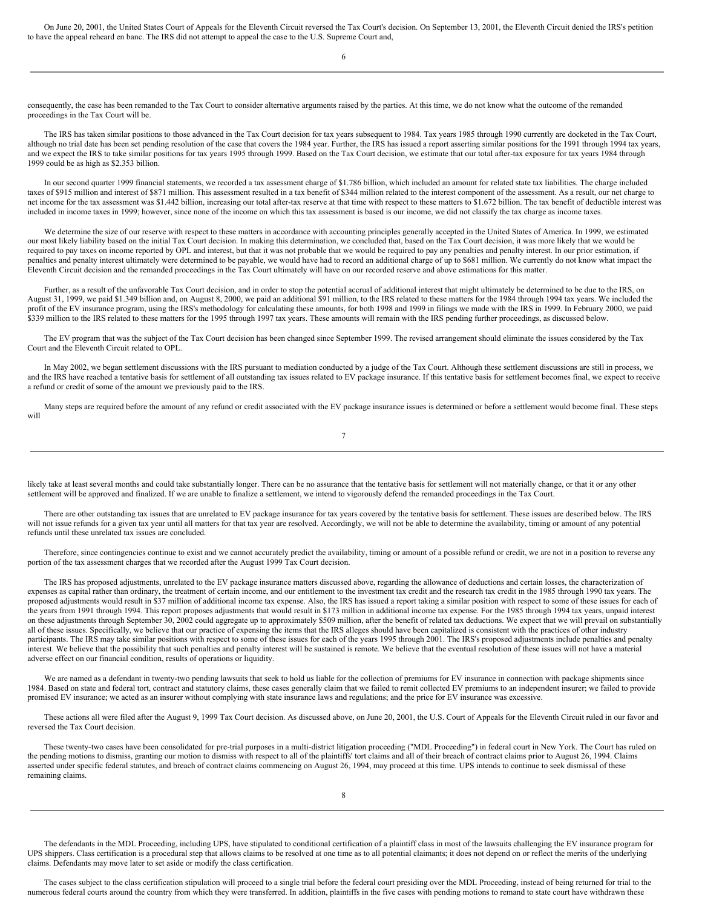On June 20, 2001, the United States Court of Appeals for the Eleventh Circuit reversed the Tax Court's decision. On September 13, 2001, the Eleventh Circuit denied the IRS's petition to have the appeal reheard en banc. The IRS did not attempt to appeal the case to the U.S. Supreme Court and, consequently, the case has been remanded to the Tax Court to consider alternative arguments raised by the parties. At this time, we do not know what the outcome of the remanded proceedings in the Tax Court will be.

The IRS has taken similar positions to those advanced in the Tax Court decision for tax years subsequent to 1984. Tax years 1985 through 1990 currently are docketed in the Tax Court, although no trial date has been set pending resolution of the case that covers the 1984 year. Further, the IRS has issued a report asserting similar positions for the 1991 through 1994 tax years, and we expect the IRS to take similar positions for tax years 1995 through 1999. Based on the Tax Court decision, we estimate that our total after-tax exposure for tax years 1984 through 1999 could be as high as $2.353 billion.

In our second quarter 1999 financial statements, we recorded a tax assessment charge of $1.786 billion, which included an amount for related state tax liabilities. The charge included taxes of $915 million and interest of $871 million. This assessment resulted in a tax benefit of $344 million related to the interest component of the assessment. As a result, our net charge to net income for the tax assessment was $1.442 billion, increasing our total after-tax reserve at that time with respect to these matters to $1.672 billion. The tax benefit of deductible interest was included in income taxes in 1999; however, since none of the income on which this tax assessment is based is our income, we did not classify the tax charge as income taxes.

We determine the size of our reserve with respect to these matters in accordance with accounting principles generally accepted in the United States of America. In 1999, we estimated our most likely liability based on the initial Tax Court decision. In making this determination, we concluded that, based on the Tax Court decision, it was more likely that we would be required to pay taxes on income reported by OPL and interest, but that it was not probable that we would be required to pay any penalties and penalty interest. In our prior estimation, if penalties and penalty interest ultimately were determined to be payable, we would have had to record an additional charge of up to $681 million. We currently do not know what impact the Eleventh Circuit decision and the remanded proceedings in the Tax Court ultimately will have on our recorded reserve and above estimations for this matter.

Further, as a result of the unfavorable Tax Court decision, and in order to stop the potential accrual of additional interest that might ultimately be determined to be due to the IRS, on August 31, 1999, we paid $1.349 billion and, on August 8, 2000, we paid an additional $91 million, to the IRS related to these matters for the 1984 through 1994 tax years. We included the profit of the EV insurance program, using the IRS's methodology for calculating these amounts, for both 1998 and 1999 in filings we made with the IRS in 1999. In February 2000, we paid $339 million to the IRS related to these matters for the 1995 through 1997 tax years. These amounts will remain with the IRS pending further proceedings, as discussed below.

The EV program that was the subject of the Tax Court decision has been changed since September 1999. The revised arrangement should eliminate the issues considered by the Tax Court and the Eleventh Circuit related to OPL.

In May 2002, we began settlement discussions with the IRS pursuant to mediation conducted by a judge of the Tax Court. Although these settlement discussions are still in process, we and the IRS have reached a tentative basis for settlement of all outstanding tax issues related to EV package insurance. If this tentative basis for settlement becomes final, we expect to receive a refund or credit of some of the amount we previously paid to the IRS.

Many steps are required before the amount of any refund or credit associated with the EV package insurance issues is determined or before a settlement would become final. These steps will likely take at least several months and could take substantially longer. There can be no assurance that the tentative basis for settlement will not materially change, or that it or any other settlement will be approved and finalized. If we are unable to finalize a settlement, we intend to vigorously defend the remanded proceedings in the Tax Court.

There are other outstanding tax issues that are unrelated to EV package insurance for tax years covered by the tentative basis for settlement. These issues are described below. The IRS will not issue refunds for a given tax year until all matters for that tax year are resolved. Accordingly, we will not be able to determine the availability, timing or amount of any potential refunds until these unrelated tax issues are concluded.

Therefore, since contingencies continue to exist and we cannot accurately predict the availability, timing or amount of a possible refund or credit, we are not in a position to reverse any portion of the tax assessment charges that we recorded after the August 1999 Tax Court decision.

The IRS has proposed adjustments, unrelated to the EV package insurance matters discussed above, regarding the allowance of deductions and certain losses, the characterization of expenses as capital rather than ordinary, the treatment of certain income, and our entitlement to the investment tax credit and the research tax credit in the 1985 through 1990 tax years. The proposed adjustments would result in $37 million of additional income tax expense. Also, the IRS has issued a report taking a similar position with respect to some of these issues for each of the years from 1991 through 1994. This report proposes adjustments that would result in $173 million in additional income tax expense. For the 1985 through 1994 tax years, unpaid interest on these adjustments through September 30, 2002 could aggregate up to approximately $509 million, after the benefit of related tax deductions. We expect that we will prevail on substantially all of these issues. Specifically, we believe that our practice of expensing the items that the IRS alleges should have been capitalized is consistent with the practices of other industry participants. The IRS may take similar positions with respect to some of these issues for each of the years 1995 through 2001. The IRS's proposed adjustments include penalties and penalty interest. We believe that the possibility that such penalties and penalty interest will be sustained is remote. We believe that the eventual resolution of these issues will not have a material adverse effect on our financial condition, results of operations or liquidity.

We are named as a defendant in twenty-two pending lawsuits that seek to hold us liable for the collection of premiums for EV insurance in connection with package shipments since 1984. Based on state and federal tort, contract and statutory claims, these cases generally claim that we failed to remit collected EV premiums to an independent insurer; we failed to provide promised EV insurance; we acted as an insurer without complying with state insurance laws and regulations; and the price for EV insurance was excessive.

These actions all were filed after the August 9, 1999 Tax Court decision. As discussed above, on June 20, 2001, the U.S. Court of Appeals for the Eleventh Circuit ruled in our favor and reversed the Tax Court decision.

These twenty-two cases have been consolidated for pre-trial purposes in a multi-district litigation proceeding ("MDL Proceeding") in federal court in New York. The Court has ruled on the pending motions to dismiss, granting our motion to dismiss with respect to all of the plaintiffs' tort claims and all of their breach of contract claims prior to August 26, 1994. Claims asserted under specific federal statutes, and breach of contract claims commencing on August 26, 1994, may proceed at this time. UPS intends to continue to seek dismissal of these remaining claims.

The defendants in the MDL Proceeding, including UPS, have stipulated to conditional certification of a plaintiff class in most of the lawsuits challenging the EV insurance program for UPS shippers. Class certification is a procedural step that allows claims to be resolved at one time as to all potential claimants; it does not depend on or reflect the merits of the underlying claims. Defendants may move later to set aside or modify the class certification.

The cases subject to the class certification stipulation will proceed to a single trial before the federal court presiding over the MDL Proceeding, instead of being returned for trial to the numerous federal courts around the country from which they were transferred. In addition, plaintiffs in the five cases with pending motions to remand to state court have withdrawn these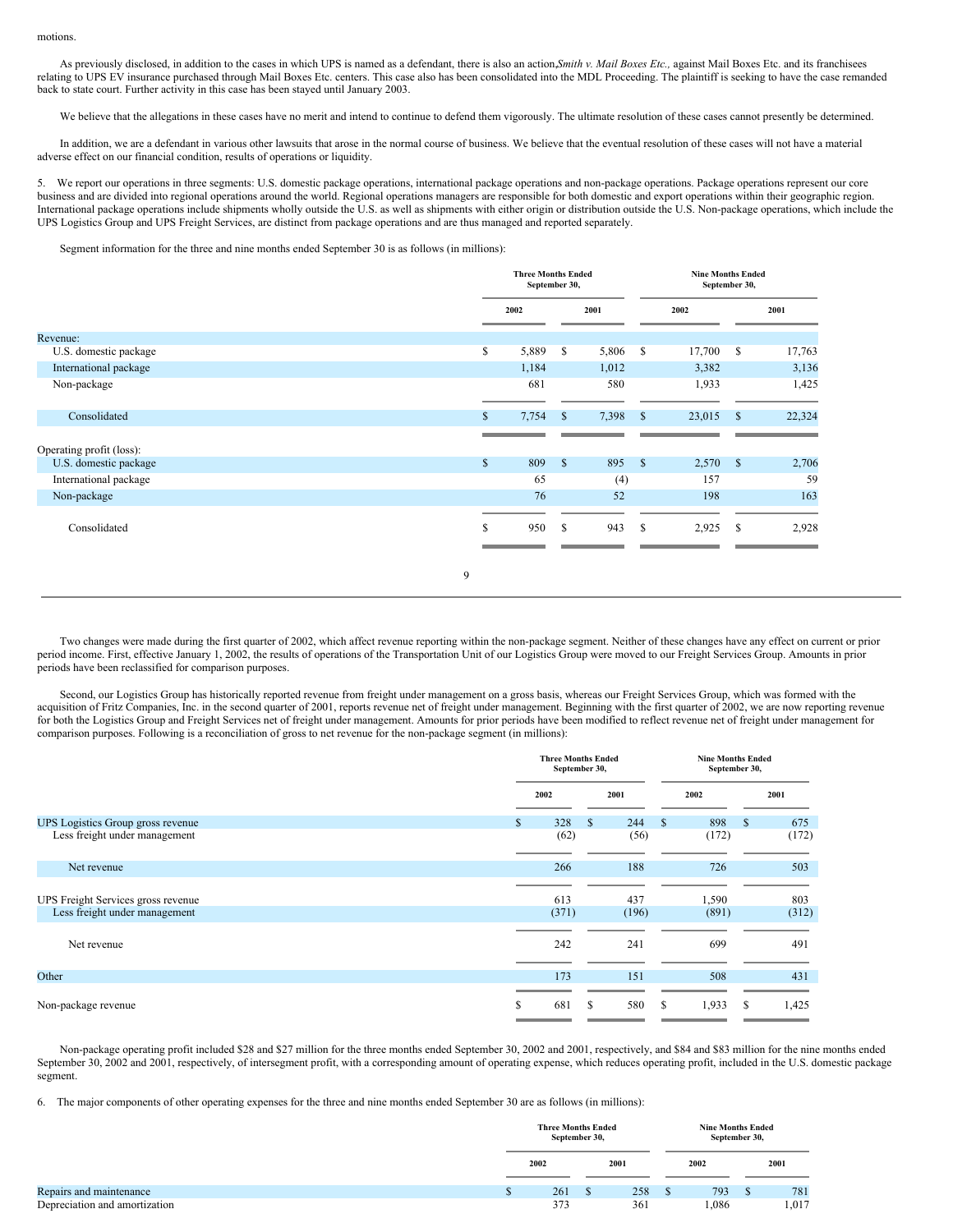motions.

As previously disclosed, in addition to the cases in which UPS is named as a defendant, there is also an action *Smith v. Mail Boxes Etc.,* against Mail Boxes Etc. and its franchisees relating to UPS EV insurance purchased through Mail Boxes Etc. centers. This case also has been consolidated into the MDL Proceeding. The plaintiff is seeking to have the case remanded back to state court. Further activity in this case has been stayed until January 2003.

We believe that the allegations in these cases have no merit and intend to continue to defend them vigorously. The ultimate resolution of these cases cannot presently be determined.

In addition, we are a defendant in various other lawsuits that arose in the normal course of business. We believe that the eventual resolution of these cases will not have a material adverse effect on our financial condition, results of operations or liquidity.

5. We report our operations in three segments: U.S. domestic package operations, international package operations and non-package operations. Package operations represent our core business and are divided into regional operations around the world. Regional operations managers are responsible for both domestic and export operations within their geographic region. International package operations include shipments wholly outside the U.S. as well as shipments with either origin or distribution outside the U.S. Non-package operations, which include the UPS Logistics Group and UPS Freight Services, are distinct from package operations and are thus managed and reported separately.

Segment information for the three and nine months ended September 30 is as follows (in millions):

| | Three Months Ended September 30, | | Nine Months Ended September 30, | |
|---|---|---|---|---|
| | 2002 | 2001 | 2002 | 2001 |
| Revenue: | | | | |
| U.S. domestic package | $ 5,889 | $ 5,806 | $ 17,700 | $ 17,763 |
| International package | 1,184 | 1,012 | 3,382 | 3,136 |
| Non-package | 681 | 580 | 1,933 | 1,425 |
| Consolidated | $ 7,754 | $ 7,398 | $ 23,015 | $ 22,324 |
| Operating profit (loss): | | | | |
| U.S. domestic package | $ 809 | $ 895 | $ 2,570 | $ 2,706 |
| International package | 65 | (4) | 157 | 59 |
| Non-package | 76 | 52 | 198 | 163 |
| Consolidated | $ 950 | $ 943 | $ 2,925 | $ 2,928 |

Two changes were made during the first quarter of 2002, which affect revenue reporting within the non-package segment. Neither of these changes have any effect on current or prior period income. First, effective January 1, 2002, the results of operations of the Transportation Unit of our Logistics Group were moved to our Freight Services Group. Amounts in prior periods have been reclassified for comparison purposes.

Second, our Logistics Group has historically reported revenue from freight under management on a gross basis, whereas our Freight Services Group, which was formed with the acquisition of Fritz Companies, Inc. in the second quarter of 2001, reports revenue net of freight under management. Beginning with the first quarter of 2002, we are now reporting revenue for both the Logistics Group and Freight Services net of freight under management. Amounts for prior periods have been modified to reflect revenue net of freight under management for comparison purposes. Following is a reconciliation of gross to net revenue for the non-package segment (in millions):

| | Three Months Ended September 30, | | Nine Months Ended September 30, | |
|---|---|---|---|---|
| | 2002 | 2001 | 2002 | 2001 |
| UPS Logistics Group gross revenue | $ 328 | $ 244 | $ 898 | $ 675 |
| Less freight under management | (62) | (56) | (172) | (172) |
| Net revenue | 266 | 188 | 726 | 503 |
| UPS Freight Services gross revenue | 613 | 437 | 1,590 | 803 |
| Less freight under management | (371) | (196) | (891) | (312) |
| Net revenue | 242 | 241 | 699 | 491 |
| Other | 173 | 151 | 508 | 431 |
| Non-package revenue | $ 681 | $ 580 | $ 1,933 | $ 1,425 |

Non-package operating profit included $28 and $27 million for the three months ended September 30, 2002 and 2001, respectively, and $84 and $83 million for the nine months ended September 30, 2002 and 2001, respectively, of intersegment profit, with a corresponding amount of operating expense, which reduces operating profit, included in the U.S. domestic package segment.

6. The major components of other operating expenses for the three and nine months ended September 30 are as follows (in millions):

| | Three Months Ended September 30, | | Nine Months Ended September 30, | |
|---|---|---|---|---|
| | 2002 | 2001 | 2002 | 2001 |
| Repairs and maintenance | $ 261 | $ 258 | $ 793 | $ 781 |
| Depreciation and amortization | 373 | 361 | 1,086 | 1,017 |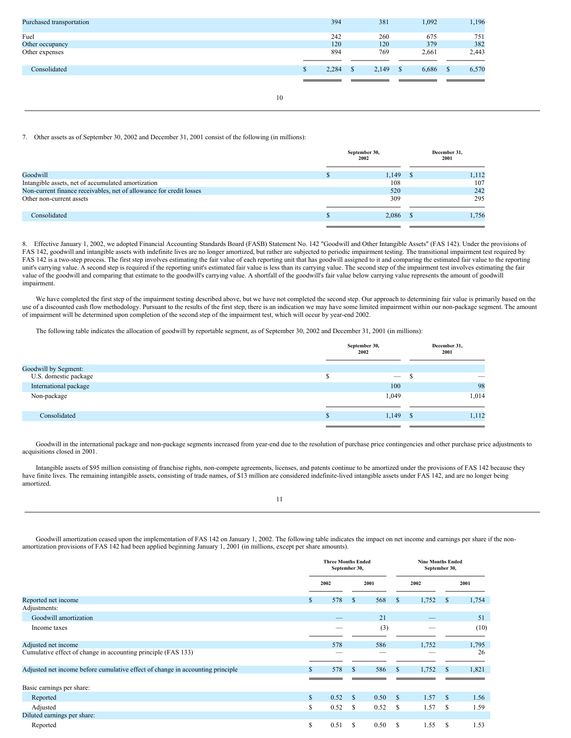| | | | | |
|---|---|---|---|---|
| Purchased transportation | 394 | 381 | 1,092 | 1,196 |
| Fuel | 242 | 260 | 675 | 751 |
| Other occupancy | 120 | 120 | 379 | 382 |
| Other expenses | 894 | 769 | 2,661 | 2,443 |
| Consolidated | $ 2,284 | $ 2,149 | $ 6,686 | $ 6,570 |

7. Other assets as of September 30, 2002 and December 31, 2001 consist of the following (in millions):

| | September 30, 2002 | December 31, 2001 |
|---|---|---|
| Goodwill | $ 1,149 | $ 1,112 |
| Intangible assets, net of accumulated amortization | 108 | 107 |
| Non-current finance receivables, net of allowance for credit losses | 520 | 242 |
| Other non-current assets | 309 | 295 |
| Consolidated | $ 2,086 | $ 1,756 |

8. Effective January 1, 2002, we adopted Financial Accounting Standards Board (FASB) Statement No. 142 "Goodwill and Other Intangible Assets" (FAS 142). Under the provisions of FAS 142, goodwill and intangible assets with indefinite lives are no longer amortized, but rather are subjected to periodic impairment testing. The transitional impairment test required by FAS 142 is a two-step process. The first step involves estimating the fair value of each reporting unit that has goodwill assigned to it and comparing the estimated fair value to the reporting unit's carrying value. A second step is required if the reporting unit's estimated fair value is less than its carrying value. The second step of the impairment test involves estimating the fair value of the goodwill and comparing that estimate to the goodwill's carrying value. A shortfall of the goodwill's fair value below carrying value represents the amount of goodwill impairment.

We have completed the first step of the impairment testing described above, but we have not completed the second step. Our approach to determining fair value is primarily based on the use of a discounted cash flow methodology. Pursuant to the results of the first step, there is an indication we may have some limited impairment within our non-package segment. The amount of impairment will be determined upon completion of the second step of the impairment test, which will occur by year-end 2002.

The following table indicates the allocation of goodwill by reportable segment, as of September 30, 2002 and December 31, 2001 (in millions):

| | September 30, 2002 | December 31, 2001 |
|---|---|---|
| Goodwill by Segment: | | |
| U.S. domestic package | $ — | $ — |
| International package | 100 | 98 |
| Non-package | 1,049 | 1,014 |
| Consolidated | $ 1,149 | $ 1,112 |

Goodwill in the international package and non-package segments increased from year-end due to the resolution of purchase price contingencies and other purchase price adjustments to acquisitions closed in 2001.

Intangible assets of $95 million consisting of franchise rights, non-compete agreements, licenses, and patents continue to be amortized under the provisions of FAS 142 because they have finite lives. The remaining intangible assets, consisting of trade names, of $13 million are considered indefinite-lived intangible assets under FAS 142, and are no longer being amortized.

Goodwill amortization ceased upon the implementation of FAS 142 on January 1, 2002. The following table indicates the impact on net income and earnings per share if the non-amortization provisions of FAS 142 had been applied beginning January 1, 2001 (in millions, except per share amounts).

| | Three Months Ended September 30, | | Nine Months Ended September 30, | |
|---|---|---|---|---|
| | 2002 | 2001 | 2002 | 2001 |
| Reported net income | $ 578 | $ 568 | $ 1,752 | $ 1,754 |
| Adjustments: | | | | |
| Goodwill amortization | — | 21 | — | 51 |
| Income taxes | — | (3) | — | (10) |
| Adjusted net income | 578 | 586 | 1,752 | 1,795 |
| Cumulative effect of change in accounting principle (FAS 133) | — | — | — | 26 |
| Adjusted net income before cumulative effect of change in accounting principle | $ 578 | $ 586 | $ 1,752 | $ 1,821 |
| Basic earnings per share: | | | | |
| Reported | $ 0.52 | $ 0.50 | $ 1.57 | $ 1.56 |
| Adjusted | $ 0.52 | $ 0.52 | $ 1.57 | $ 1.59 |
| Diluted earnings per share: | | | | |
| Reported | $ 0.51 | $ 0.50 | $ 1.55 | $ 1.53 |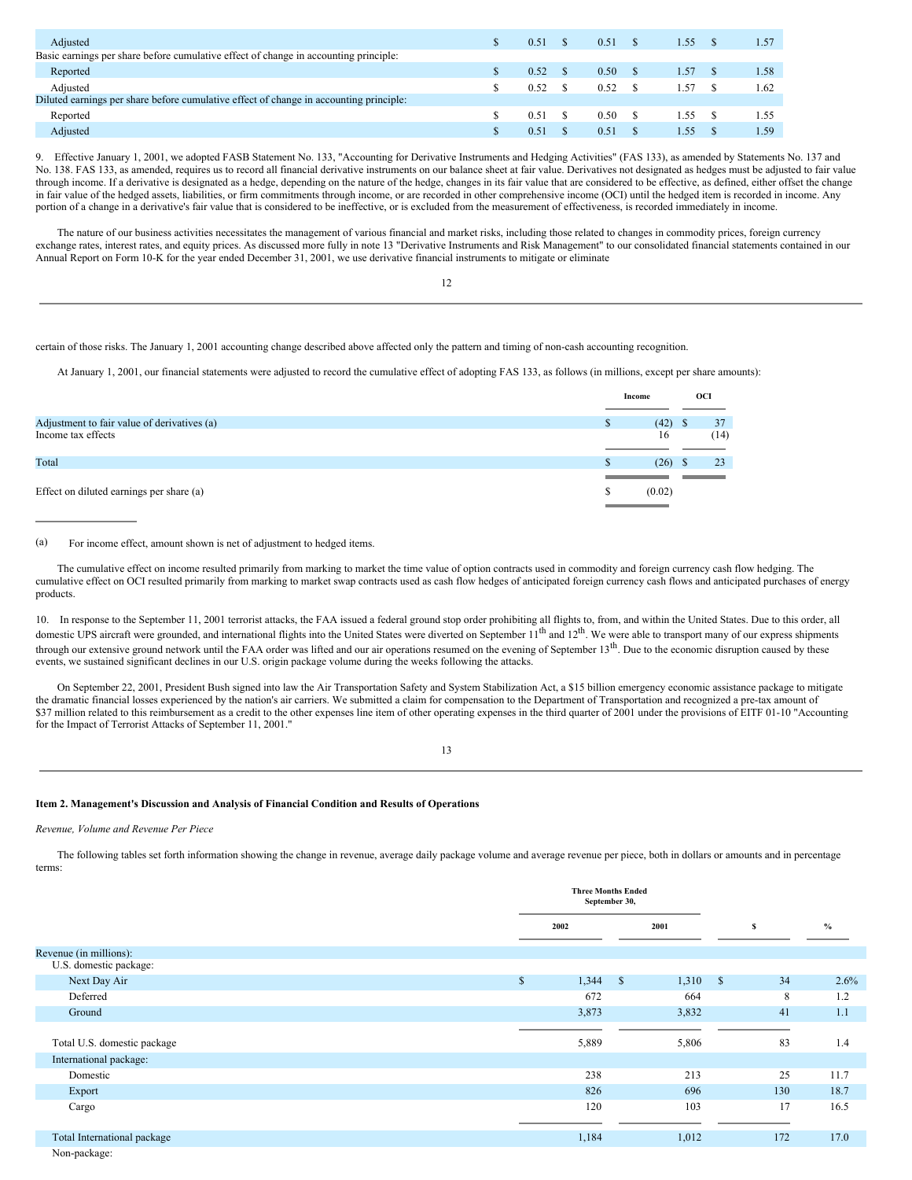| | | | | |
|---|---|---|---|---|
| Adjusted | $ 0.51 | $ 0.51 | $ 1.55 | $ 1.57 |
| Basic earnings per share before cumulative effect of change in accounting principle: | | | | |
| Reported | $ 0.52 | $ 0.50 | $ 1.57 | $ 1.58 |
| Adjusted | $ 0.52 | $ 0.52 | $ 1.57 | $ 1.62 |
| Diluted earnings per share before cumulative effect of change in accounting principle: | | | | |
| Reported | $ 0.51 | $ 0.50 | $ 1.55 | $ 1.55 |
| Adjusted | $ 0.51 | $ 0.51 | $ 1.55 | $ 1.59 |

9. Effective January 1, 2001, we adopted FASB Statement No. 133, "Accounting for Derivative Instruments and Hedging Activities" (FAS 133), as amended by Statements No. 137 and No. 138. FAS 133, as amended, requires us to record all financial derivative instruments on our balance sheet at fair value. Derivatives not designated as hedges must be adjusted to fair value through income. If a derivative is designated as a hedge, depending on the nature of the hedge, changes in its fair value that are considered to be effective, as defined, either offset the change in fair value of the hedged assets, liabilities, or firm commitments through income, or are recorded in other comprehensive income (OCI) until the hedged item is recorded in income. Any portion of a change in a derivative's fair value that is considered to be ineffective, or is excluded from the measurement of effectiveness, is recorded immediately in income.

The nature of our business activities necessitates the management of various financial and market risks, including those related to changes in commodity prices, foreign currency exchange rates, interest rates, and equity prices. As discussed more fully in note 13 "Derivative Instruments and Risk Management" to our consolidated financial statements contained in our Annual Report on Form 10-K for the year ended December 31, 2001, we use derivative financial instruments to mitigate or eliminate certain of those risks. The January 1, 2001 accounting change described above affected only the pattern and timing of non-cash accounting recognition.

At January 1, 2001, our financial statements were adjusted to record the cumulative effect of adopting FAS 133, as follows (in millions, except per share amounts):

| | Income | OCI |
|---|---|---|
| Adjustment to fair value of derivatives (a) | $ (42) | $ 37 |
| Income tax effects | 16 | (14) |
| Total | $ (26) | $ 23 |
| Effect on diluted earnings per share (a) | $ (0.02) | |

(a) For income effect, amount shown is net of adjustment to hedged items.

The cumulative effect on income resulted primarily from marking to market the time value of option contracts used in commodity and foreign currency cash flow hedging. The cumulative effect on OCI resulted primarily from marking to market swap contracts used as cash flow hedges of anticipated foreign currency cash flows and anticipated purchases of energy products.

10. In response to the September 11, 2001 terrorist attacks, the FAA issued a federal ground stop order prohibiting all flights to, from, and within the United States. Due to this order, all domestic UPS aircraft were grounded, and international flights into the United States were diverted on September 11th and 12th. We were able to transport many of our express shipments through our extensive ground network until the FAA order was lifted and our air operations resumed on the evening of September 13th. Due to the economic disruption caused by these events, we sustained significant declines in our U.S. origin package volume during the weeks following the attacks.

On September 22, 2001, President Bush signed into law the Air Transportation Safety and System Stabilization Act, a $15 billion emergency economic assistance package to mitigate the dramatic financial losses experienced by the nation's air carriers. We submitted a claim for compensation to the Department of Transportation and recognized a pre-tax amount of $37 million related to this reimbursement as a credit to the other expenses line item of other operating expenses in the third quarter of 2001 under the provisions of EITF 01-10 "Accounting for the Impact of Terrorist Attacks of September 11, 2001."

**Item 2. Management's Discussion and Analysis of Financial Condition and Results of Operations**

*Revenue, Volume and Revenue Per Piece*

The following tables set forth information showing the change in revenue, average daily package volume and average revenue per piece, both in dollars or amounts and in percentage terms:

| | Three Months Ended September 30, | | | |
|---|---|---|---|---|
| | 2002 | 2001 | $ | % |
| Revenue (in millions): | | | | |
| U.S. domestic package: | | | | |
| Next Day Air | $ 1,344 | $ 1,310 | $ 34 | 2.6% |
| Deferred | 672 | 664 | 8 | 1.2 |
| Ground | 3,873 | 3,832 | 41 | 1.1 |
| Total U.S. domestic package | 5,889 | 5,806 | 83 | 1.4 |
| International package: | | | | |
| Domestic | 238 | 213 | 25 | 11.7 |
| Export | 826 | 696 | 130 | 18.7 |
| Cargo | 120 | 103 | 17 | 16.5 |
| Total International package | 1,184 | 1,012 | 172 | 17.0 |
| Non-package: | | | | |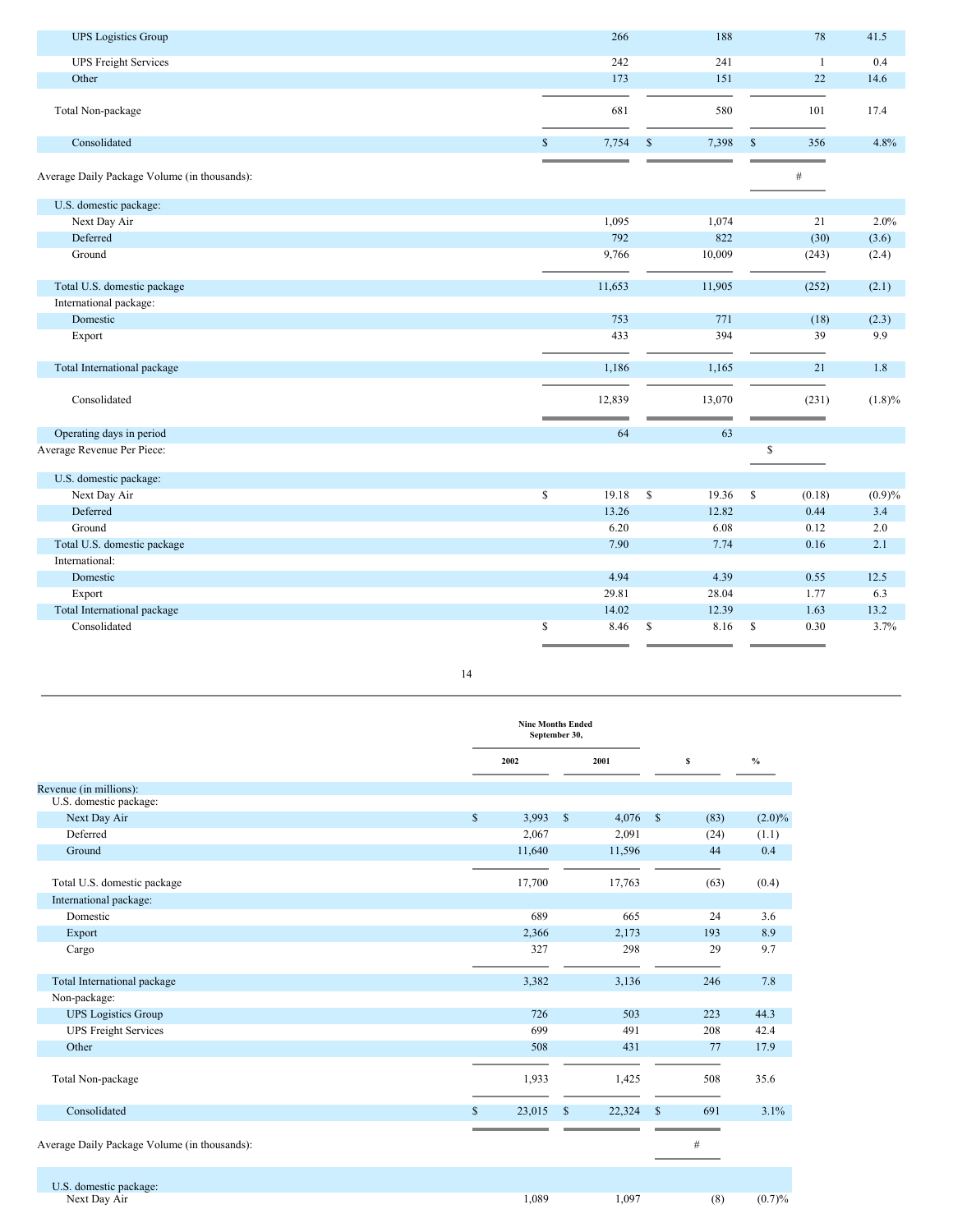| | | | | |
|---|---|---|---|---|
| UPS Logistics Group | 266 | 188 | 78 | 41.5 |
| UPS Freight Services | 242 | 241 | 1 | 0.4 |
| Other | 173 | 151 | 22 | 14.6 |
| Total Non-package | 681 | 580 | 101 | 17.4 |
| Consolidated | $ 7,754 | $ 7,398 | $ 356 | 4.8% |
| Average Daily Package Volume (in thousands): | | | # | |
| U.S. domestic package: | | | | |
| Next Day Air | 1,095 | 1,074 | 21 | 2.0% |
| Deferred | 792 | 822 | (30) | (3.6) |
| Ground | 9,766 | 10,009 | (243) | (2.4) |
| Total U.S. domestic package | 11,653 | 11,905 | (252) | (2.1) |
| International package: | | | | |
| Domestic | 753 | 771 | (18) | (2.3) |
| Export | 433 | 394 | 39 | 9.9 |
| Total International package | 1,186 | 1,165 | 21 | 1.8 |
| Consolidated | 12,839 | 13,070 | (231) | (1.8)% |
| Operating days in period | 64 | 63 | | |
| Average Revenue Per Piece: | | | $ | |
| U.S. domestic package: | | | | |
| Next Day Air | $ 19.18 | $ 19.36 | $ (0.18) | (0.9)% |
| Deferred | 13.26 | 12.82 | 0.44 | 3.4 |
| Ground | 6.20 | 6.08 | 0.12 | 2.0 |
| Total U.S. domestic package | 7.90 | 7.74 | 0.16 | 2.1 |
| International: | | | | |
| Domestic | 4.94 | 4.39 | 0.55 | 12.5 |
| Export | 29.81 | 28.04 | 1.77 | 6.3 |
| Total International package | 14.02 | 12.39 | 1.63 | 13.2 |
| Consolidated | $ 8.46 | $ 8.16 | $ 0.30 | 3.7% |

| | Nine Months Ended September 30, | | | |
|---|---|---|---|---|
| | 2002 | 2001 | $ | % |
| Revenue (in millions): | | | | |
| U.S. domestic package: | | | | |
| Next Day Air | $ 3,993 | $ 4,076 | $ (83) | (2.0)% |
| Deferred | 2,067 | 2,091 | (24) | (1.1) |
| Ground | 11,640 | 11,596 | 44 | 0.4 |
| Total U.S. domestic package | 17,700 | 17,763 | (63) | (0.4) |
| International package: | | | | |
| Domestic | 689 | 665 | 24 | 3.6 |
| Export | 2,366 | 2,173 | 193 | 8.9 |
| Cargo | 327 | 298 | 29 | 9.7 |
| Total International package | 3,382 | 3,136 | 246 | 7.8 |
| Non-package: | | | | |
| UPS Logistics Group | 726 | 503 | 223 | 44.3 |
| UPS Freight Services | 699 | 491 | 208 | 42.4 |
| Other | 508 | 431 | 77 | 17.9 |
| Total Non-package | 1,933 | 1,425 | 508 | 35.6 |
| Consolidated | $ 23,015 | $ 22,324 | $ 691 | 3.1% |
| Average Daily Package Volume (in thousands): | | | # | |
| U.S. domestic package: | | | | |
| Next Day Air | 1,089 | 1,097 | (8) | (0.7)% |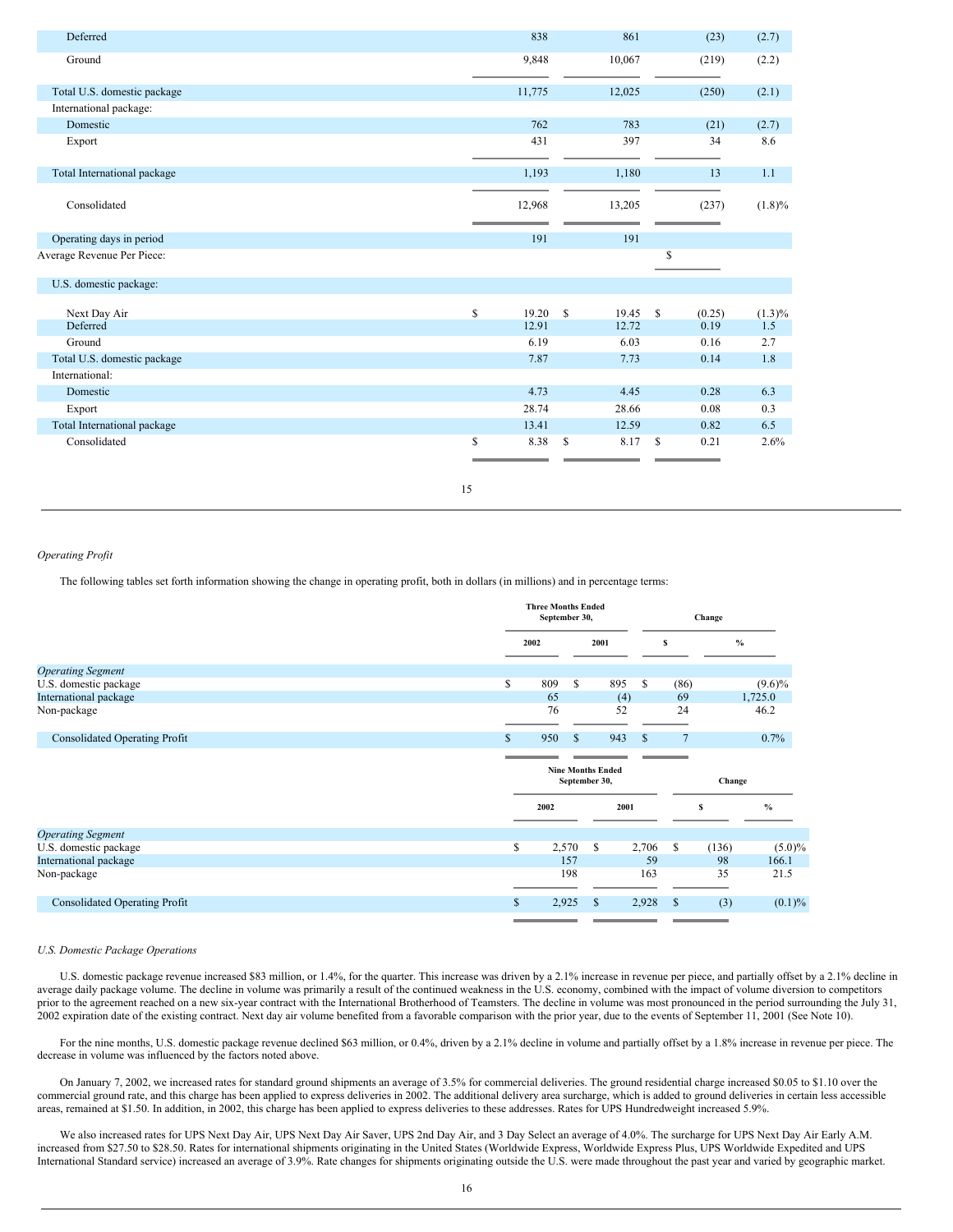| | | | | |
|---|---|---|---|---|
| Deferred | 838 | 861 | (23) | (2.7) |
| Ground | 9,848 | 10,067 | (219) | (2.2) |
| Total U.S. domestic package | 11,775 | 12,025 | (250) | (2.1) |
| International package: | | | | |
| Domestic | 762 | 783 | (21) | (2.7) |
| Export | 431 | 397 | 34 | 8.6 |
| Total International package | 1,193 | 1,180 | 13 | 1.1 |
| Consolidated | 12,968 | 13,205 | (237) | (1.8)% |
| Operating days in period | 191 | 191 | | |
| Average Revenue Per Piece: | | | $ | |
| U.S. domestic package: | | | | |
| Next Day Air | $ 19.20 | $ 19.45 | $ (0.25) | (1.3)% |
| Deferred | 12.91 | 12.72 | 0.19 | 1.5 |
| Ground | 6.19 | 6.03 | 0.16 | 2.7 |
| Total U.S. domestic package | 7.87 | 7.73 | 0.14 | 1.8 |
| International: | | | | |
| Domestic | 4.73 | 4.45 | 0.28 | 6.3 |
| Export | 28.74 | 28.66 | 0.08 | 0.3 |
| Total International package | 13.41 | 12.59 | 0.82 | 6.5 |
| Consolidated | $ 8.38 | $ 8.17 | $ 0.21 | 2.6% |

*Operating Profit*

The following tables set forth information showing the change in operating profit, both in dollars (in millions) and in percentage terms:

| | Three Months Ended September 30, | | Change | |
|---|---|---|---|---|
| | 2002 | 2001 | $ | % |
| *Operating Segment* | | | | |
| U.S. domestic package | $ 809 | $ 895 | $ (86) | (9.6)% |
| International package | 65 | (4) | 69 | 1,725.0 |
| Non-package | 76 | 52 | 24 | 46.2 |
| Consolidated Operating Profit | $ 950 | $ 943 | $ 7 | 0.7% |

| | Nine Months Ended September 30, | | Change | |
|---|---|---|---|---|
| | 2002 | 2001 | $ | % |
| *Operating Segment* | | | | |
| U.S. domestic package | $ 2,570 | $ 2,706 | $ (136) | (5.0)% |
| International package | 157 | 59 | 98 | 166.1 |
| Non-package | 198 | 163 | 35 | 21.5 |
| Consolidated Operating Profit | $ 2,925 | $ 2,928 | $ (3) | (0.1)% |

*U.S. Domestic Package Operations*

U.S. domestic package revenue increased $83 million, or 1.4%, for the quarter. This increase was driven by a 2.1% increase in revenue per piece, and partially offset by a 2.1% decline in average daily package volume. The decline in volume was primarily a result of the continued weakness in the U.S. economy, combined with the impact of volume diversion to competitors prior to the agreement reached on a new six-year contract with the International Brotherhood of Teamsters. The decline in volume was most pronounced in the period surrounding the July 31, 2002 expiration date of the existing contract. Next day air volume benefited from a favorable comparison with the prior year, due to the events of September 11, 2001 (See Note 10).

For the nine months, U.S. domestic package revenue declined $63 million, or 0.4%, driven by a 2.1% decline in volume and partially offset by a 1.8% increase in revenue per piece. The decrease in volume was influenced by the factors noted above.

On January 7, 2002, we increased rates for standard ground shipments an average of 3.5% for commercial deliveries. The ground residential charge increased $0.05 to $1.10 over the commercial ground rate, and this charge has been applied to express deliveries in 2002. The additional delivery area surcharge, which is added to ground deliveries in certain less accessible areas, remained at $1.50. In addition, in 2002, this charge has been applied to express deliveries to these addresses. Rates for UPS Hundredweight increased 5.9%.

We also increased rates for UPS Next Day Air, UPS Next Day Air Saver, UPS 2nd Day Air, and 3 Day Select an average of 4.0%. The surcharge for UPS Next Day Air Early A.M. increased from $27.50 to $28.50. Rates for international shipments originating in the United States (Worldwide Express, Worldwide Express Plus, UPS Worldwide Expedited and UPS International Standard service) increased an average of 3.9%. Rate changes for shipments originating outside the U.S. were made throughout the past year and varied by geographic market.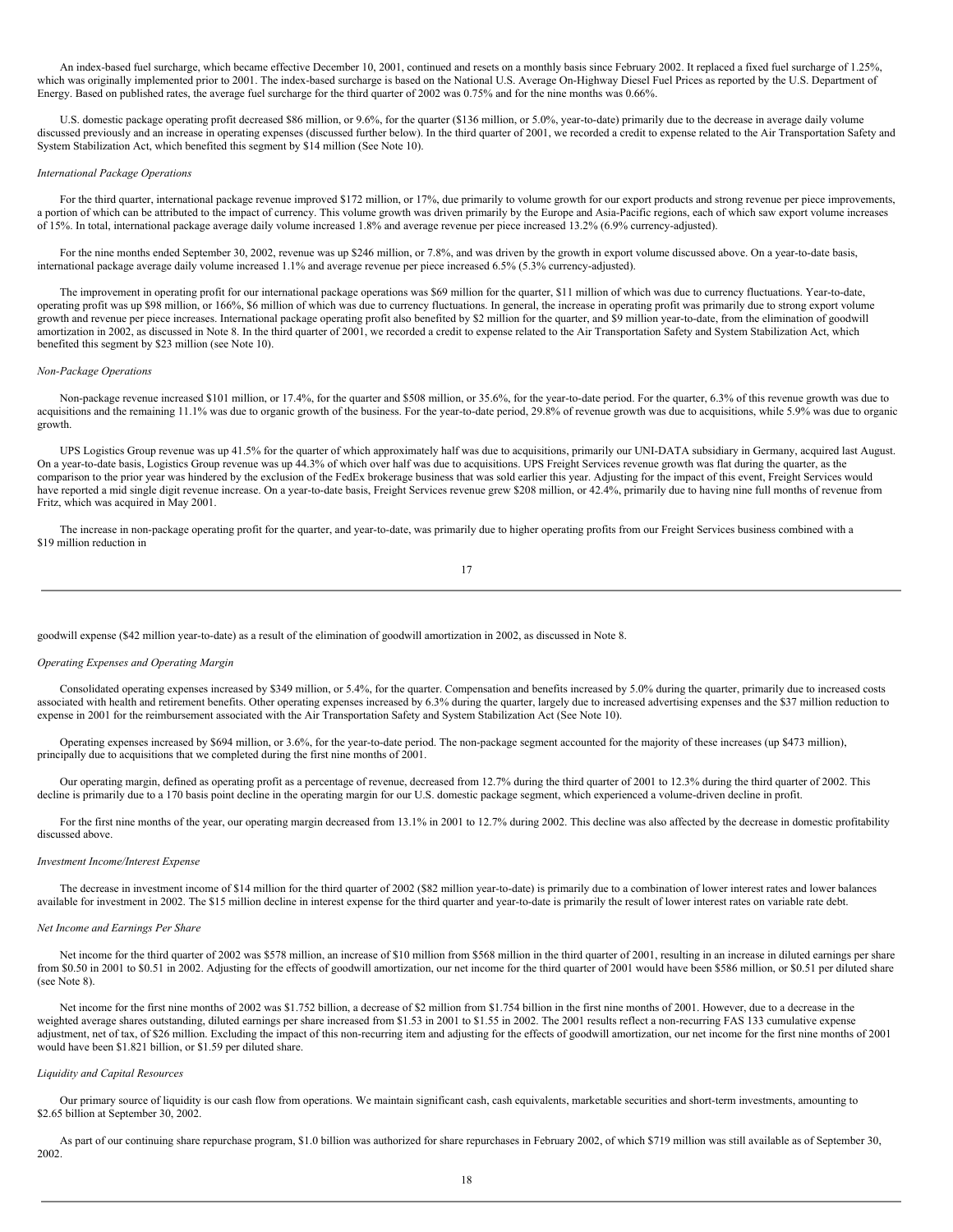An index-based fuel surcharge, which became effective December 10, 2001, continued and resets on a monthly basis since February 2002. It replaced a fixed fuel surcharge of 1.25%, which was originally implemented prior to 2001. The index-based surcharge is based on the National U.S. Average On-Highway Diesel Fuel Prices as reported by the U.S. Department of Energy. Based on published rates, the average fuel surcharge for the third quarter of 2002 was 0.75% and for the nine months was 0.66%.

U.S. domestic package operating profit decreased $86 million, or 9.6%, for the quarter ($136 million, or 5.0%, year-to-date) primarily due to the decrease in average daily volume discussed previously and an increase in operating expenses (discussed further below). In the third quarter of 2001, we recorded a credit to expense related to the Air Transportation Safety and System Stabilization Act, which benefited this segment by $14 million (See Note 10).

*International Package Operations*

For the third quarter, international package revenue improved $172 million, or 17%, due primarily to volume growth for our export products and strong revenue per piece improvements, a portion of which can be attributed to the impact of currency. This volume growth was driven primarily by the Europe and Asia-Pacific regions, each of which saw export volume increases of 15%. In total, international package average daily volume increased 1.8% and average revenue per piece increased 13.2% (6.9% currency-adjusted).

For the nine months ended September 30, 2002, revenue was up $246 million, or 7.8%, and was driven by the growth in export volume discussed above. On a year-to-date basis, international package average daily volume increased 1.1% and average revenue per piece increased 6.5% (5.3% currency-adjusted).

The improvement in operating profit for our international package operations was $69 million for the quarter, $11 million of which was due to currency fluctuations. Year-to-date, operating profit was up $98 million, or 166%, $6 million of which was due to currency fluctuations. In general, the increase in operating profit was primarily due to strong export volume growth and revenue per piece increases. International package operating profit also benefited by $2 million for the quarter, and $9 million year-to-date, from the elimination of goodwill amortization in 2002, as discussed in Note 8. In the third quarter of 2001, we recorded a credit to expense related to the Air Transportation Safety and System Stabilization Act, which benefited this segment by $23 million (see Note 10).

*Non-Package Operations*

Non-package revenue increased $101 million, or 17.4%, for the quarter and $508 million, or 35.6%, for the year-to-date period. For the quarter, 6.3% of this revenue growth was due to acquisitions and the remaining 11.1% was due to organic growth of the business. For the year-to-date period, 29.8% of revenue growth was due to acquisitions, while 5.9% was due to organic growth.

UPS Logistics Group revenue was up 41.5% for the quarter of which approximately half was due to acquisitions, primarily our UNI-DATA subsidiary in Germany, acquired last August. On a year-to-date basis, Logistics Group revenue was up 44.3% of which over half was due to acquisitions. UPS Freight Services revenue growth was flat during the quarter, as the comparison to the prior year was hindered by the exclusion of the FedEx brokerage business that was sold earlier this year. Adjusting for the impact of this event, Freight Services would have reported a mid single digit revenue increase. On a year-to-date basis, Freight Services revenue grew $208 million, or 42.4%, primarily due to having nine full months of revenue from Fritz, which was acquired in May 2001.

The increase in non-package operating profit for the quarter, and year-to-date, was primarily due to higher operating profits from our Freight Services business combined with a $19 million reduction in goodwill expense ($42 million year-to-date) as a result of the elimination of goodwill amortization in 2002, as discussed in Note 8.

*Operating Expenses and Operating Margin*

Consolidated operating expenses increased by $349 million, or 5.4%, for the quarter. Compensation and benefits increased by 5.0% during the quarter, primarily due to increased costs associated with health and retirement benefits. Other operating expenses increased by 6.3% during the quarter, largely due to increased advertising expenses and the $37 million reduction to expense in 2001 for the reimbursement associated with the Air Transportation Safety and System Stabilization Act (See Note 10).

Operating expenses increased by $694 million, or 3.6%, for the year-to-date period. The non-package segment accounted for the majority of these increases (up $473 million), principally due to acquisitions that we completed during the first nine months of 2001.

Our operating margin, defined as operating profit as a percentage of revenue, decreased from 12.7% during the third quarter of 2001 to 12.3% during the third quarter of 2002. This decline is primarily due to a 170 basis point decline in the operating margin for our U.S. domestic package segment, which experienced a volume-driven decline in profit.

For the first nine months of the year, our operating margin decreased from 13.1% in 2001 to 12.7% during 2002. This decline was also affected by the decrease in domestic profitability discussed above.

*Investment Income/Interest Expense*

The decrease in investment income of $14 million for the third quarter of 2002 ($82 million year-to-date) is primarily due to a combination of lower interest rates and lower balances available for investment in 2002. The $15 million decline in interest expense for the third quarter and year-to-date is primarily the result of lower interest rates on variable rate debt.

*Net Income and Earnings Per Share*

Net income for the third quarter of 2002 was $578 million, an increase of $10 million from $568 million in the third quarter of 2001, resulting in an increase in diluted earnings per share from $0.50 in 2001 to $0.51 in 2002. Adjusting for the effects of goodwill amortization, our net income for the third quarter of 2001 would have been $586 million, or $0.51 per diluted share (see Note 8).

Net income for the first nine months of 2002 was $1.752 billion, a decrease of $2 million from $1.754 billion in the first nine months of 2001. However, due to a decrease in the weighted average shares outstanding, diluted earnings per share increased from $1.53 in 2001 to $1.55 in 2002. The 2001 results reflect a non-recurring FAS 133 cumulative expense adjustment, net of tax, of $26 million. Excluding the impact of this non-recurring item and adjusting for the effects of goodwill amortization, our net income for the first nine months of 2001 would have been $1.821 billion, or $1.59 per diluted share.

*Liquidity and Capital Resources*

Our primary source of liquidity is our cash flow from operations. We maintain significant cash, cash equivalents, marketable securities and short-term investments, amounting to $2.65 billion at September 30, 2002.

As part of our continuing share repurchase program, $1.0 billion was authorized for share repurchases in February 2002, of which $719 million was still available as of September 30, 2002.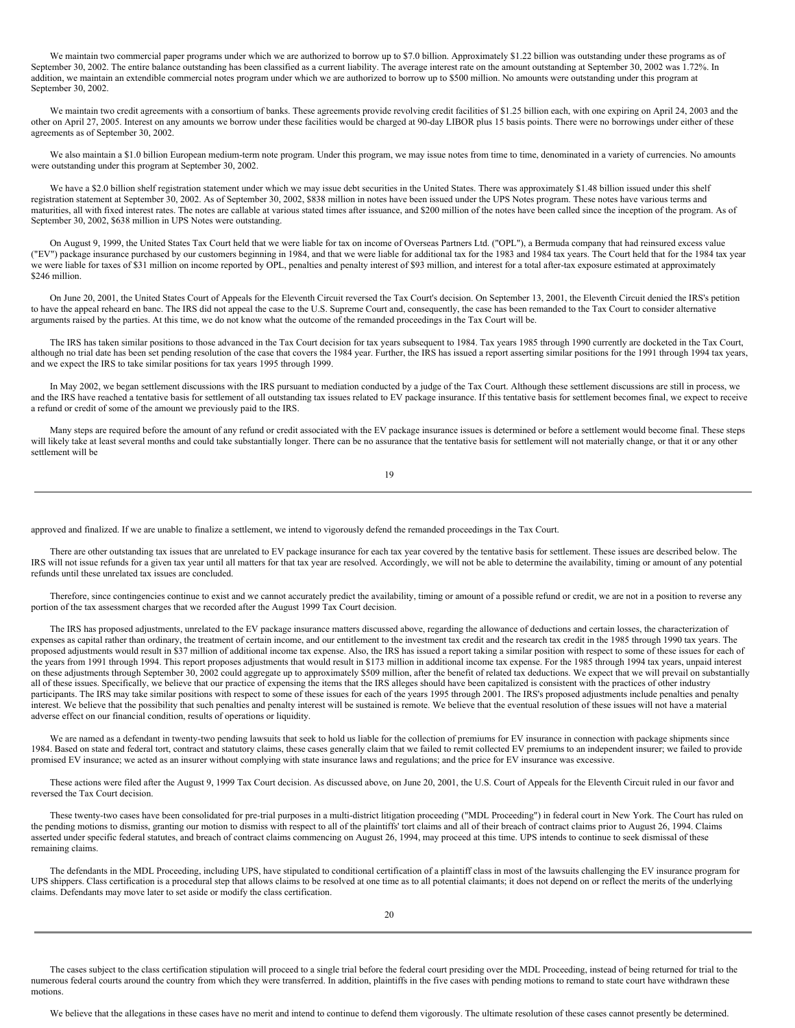We maintain two commercial paper programs under which we are authorized to borrow up to $7.0 billion. Approximately $1.22 billion was outstanding under these programs as of September 30, 2002. The entire balance outstanding has been classified as a current liability. The average interest rate on the amount outstanding at September 30, 2002 was 1.72%. In addition, we maintain an extendible commercial notes program under which we are authorized to borrow up to $500 million. No amounts were outstanding under this program at September 30, 2002.

We maintain two credit agreements with a consortium of banks. These agreements provide revolving credit facilities of $1.25 billion each, with one expiring on April 24, 2003 and the other on April 27, 2005. Interest on any amounts we borrow under these facilities would be charged at 90-day LIBOR plus 15 basis points. There were no borrowings under either of these agreements as of September 30, 2002.

We also maintain a $1.0 billion European medium-term note program. Under this program, we may issue notes from time to time, denominated in a variety of currencies. No amounts were outstanding under this program at September 30, 2002.

We have a $2.0 billion shelf registration statement under which we may issue debt securities in the United States. There was approximately $1.48 billion issued under this shelf registration statement at September 30, 2002. As of September 30, 2002, $838 million in notes have been issued under the UPS Notes program. These notes have various terms and maturities, all with fixed interest rates. The notes are callable at various stated times after issuance, and $200 million of the notes have been called since the inception of the program. As of September 30, 2002, $638 million in UPS Notes were outstanding.

On August 9, 1999, the United States Tax Court held that we were liable for tax on income of Overseas Partners Ltd. ("OPL"), a Bermuda company that had reinsured excess value ("EV") package insurance purchased by our customers beginning in 1984, and that we were liable for additional tax for the 1983 and 1984 tax years. The Court held that for the 1984 tax year we were liable for taxes of $31 million on income reported by OPL, penalties and penalty interest of $93 million, and interest for a total after-tax exposure estimated at approximately $246 million.

On June 20, 2001, the United States Court of Appeals for the Eleventh Circuit reversed the Tax Court's decision. On September 13, 2001, the Eleventh Circuit denied the IRS's petition to have the appeal reheard en banc. The IRS did not appeal the case to the U.S. Supreme Court and, consequently, the case has been remanded to the Tax Court to consider alternative arguments raised by the parties. At this time, we do not know what the outcome of the remanded proceedings in the Tax Court will be.

The IRS has taken similar positions to those advanced in the Tax Court decision for tax years subsequent to 1984. Tax years 1985 through 1990 currently are docketed in the Tax Court, although no trial date has been set pending resolution of the case that covers the 1984 year. Further, the IRS has issued a report asserting similar positions for the 1991 through 1994 tax years, and we expect the IRS to take similar positions for tax years 1995 through 1999.

In May 2002, we began settlement discussions with the IRS pursuant to mediation conducted by a judge of the Tax Court. Although these settlement discussions are still in process, we and the IRS have reached a tentative basis for settlement of all outstanding tax issues related to EV package insurance. If this tentative basis for settlement becomes final, we expect to receive a refund or credit of some of the amount we previously paid to the IRS.

Many steps are required before the amount of any refund or credit associated with the EV package insurance issues is determined or before a settlement would become final. These steps will likely take at least several months and could take substantially longer. There can be no assurance that the tentative basis for settlement will not materially change, or that it or any other settlement will be approved and finalized. If we are unable to finalize a settlement, we intend to vigorously defend the remanded proceedings in the Tax Court.

There are other outstanding tax issues that are unrelated to EV package insurance for each tax year covered by the tentative basis for settlement. These issues are described below. The IRS will not issue refunds for a given tax year until all matters for that tax year are resolved. Accordingly, we will not be able to determine the availability, timing or amount of any potential refunds until these unrelated tax issues are concluded.

Therefore, since contingencies continue to exist and we cannot accurately predict the availability, timing or amount of a possible refund or credit, we are not in a position to reverse any portion of the tax assessment charges that we recorded after the August 1999 Tax Court decision.

The IRS has proposed adjustments, unrelated to the EV package insurance matters discussed above, regarding the allowance of deductions and certain losses, the characterization of expenses as capital rather than ordinary, the treatment of certain income, and our entitlement to the investment tax credit and the research tax credit in the 1985 through 1990 tax years. The proposed adjustments would result in $37 million of additional income tax expense. Also, the IRS has issued a report taking a similar position with respect to some of these issues for each of the years from 1991 through 1994. This report proposes adjustments that would result in $173 million in additional income tax expense. For the 1985 through 1994 tax years, unpaid interest on these adjustments through September 30, 2002 could aggregate up to approximately $509 million, after the benefit of related tax deductions. We expect that we will prevail on substantially all of these issues. Specifically, we believe that our practice of expensing the items that the IRS alleges should have been capitalized is consistent with the practices of other industry participants. The IRS may take similar positions with respect to some of these issues for each of the years 1995 through 2001. The IRS's proposed adjustments include penalties and penalty interest. We believe that the possibility that such penalties and penalty interest will be sustained is remote. We believe that the eventual resolution of these issues will not have a material adverse effect on our financial condition, results of operations or liquidity.

We are named as a defendant in twenty-two pending lawsuits that seek to hold us liable for the collection of premiums for EV insurance in connection with package shipments since 1984. Based on state and federal tort, contract and statutory claims, these cases generally claim that we failed to remit collected EV premiums to an independent insurer; we failed to provide promised EV insurance; we acted as an insurer without complying with state insurance laws and regulations; and the price for EV insurance was excessive.

These actions were filed after the August 9, 1999 Tax Court decision. As discussed above, on June 20, 2001, the U.S. Court of Appeals for the Eleventh Circuit ruled in our favor and reversed the Tax Court decision.

These twenty-two cases have been consolidated for pre-trial purposes in a multi-district litigation proceeding ("MDL Proceeding") in federal court in New York. The Court has ruled on the pending motions to dismiss, granting our motion to dismiss with respect to all of the plaintiffs' tort claims and all of their breach of contract claims prior to August 26, 1994. Claims asserted under specific federal statutes, and breach of contract claims commencing on August 26, 1994, may proceed at this time. UPS intends to continue to seek dismissal of these remaining claims.

The defendants in the MDL Proceeding, including UPS, have stipulated to conditional certification of a plaintiff class in most of the lawsuits challenging the EV insurance program for UPS shippers. Class certification is a procedural step that allows claims to be resolved at one time as to all potential claimants; it does not depend on or reflect the merits of the underlying claims. Defendants may move later to set aside or modify the class certification.

The cases subject to the class certification stipulation will proceed to a single trial before the federal court presiding over the MDL Proceeding, instead of being returned for trial to the numerous federal courts around the country from which they were transferred. In addition, plaintiffs in the five cases with pending motions to remand to state court have withdrawn these motions.

We believe that the allegations in these cases have no merit and intend to continue to defend them vigorously. The ultimate resolution of these cases cannot presently be determined.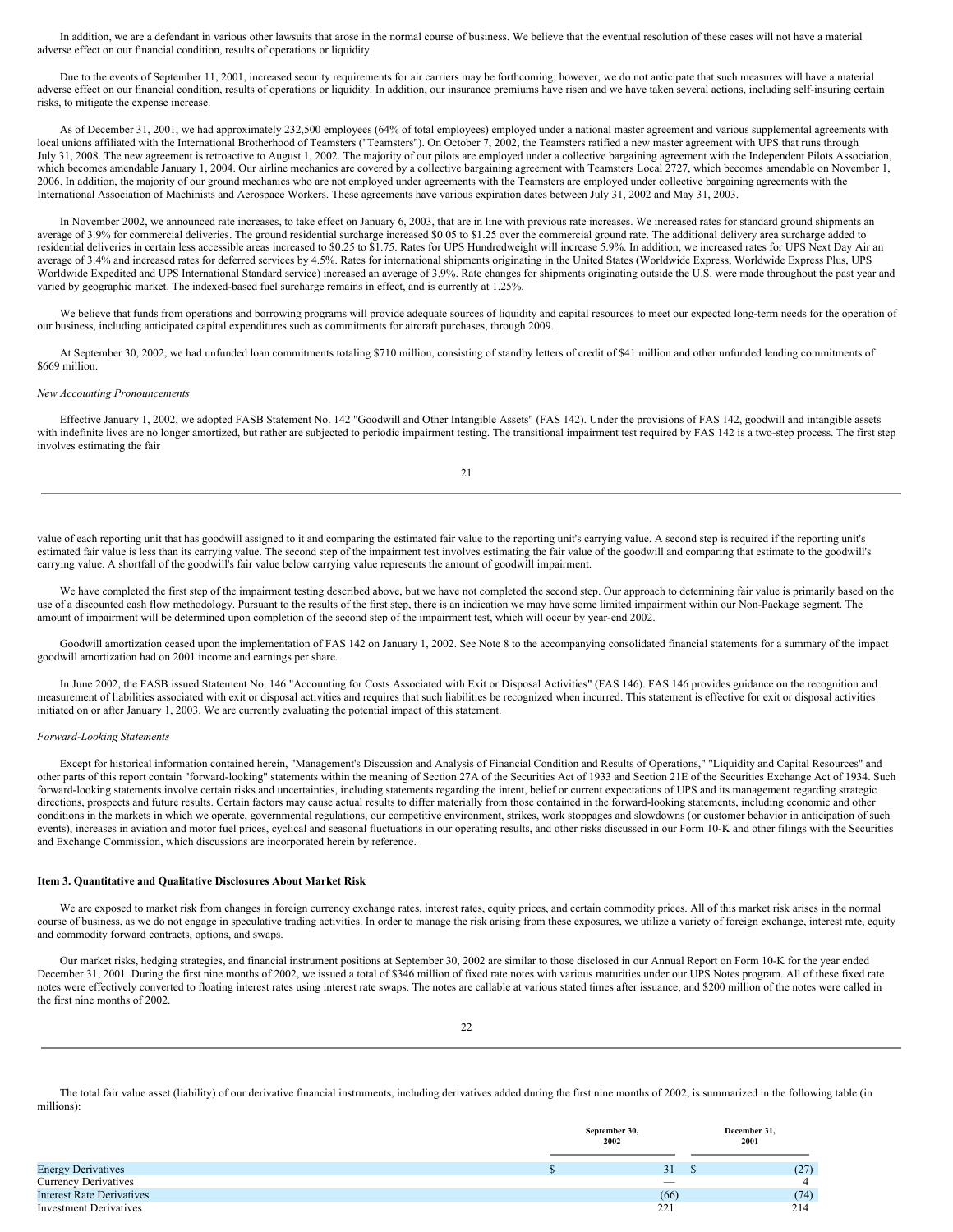In addition, we are a defendant in various other lawsuits that arose in the normal course of business. We believe that the eventual resolution of these cases will not have a material adverse effect on our financial condition, results of operations or liquidity.

Due to the events of September 11, 2001, increased security requirements for air carriers may be forthcoming; however, we do not anticipate that such measures will have a material adverse effect on our financial condition, results of operations or liquidity. In addition, our insurance premiums have risen and we have taken several actions, including self-insuring certain risks, to mitigate the expense increase.

As of December 31, 2001, we had approximately 232,500 employees (64% of total employees) employed under a national master agreement and various supplemental agreements with local unions affiliated with the International Brotherhood of Teamsters ("Teamsters"). On October 7, 2002, the Teamsters ratified a new master agreement with UPS that runs through July 31, 2008. The new agreement is retroactive to August 1, 2002. The majority of our pilots are employed under a collective bargaining agreement with the Independent Pilots Association, which becomes amendable January 1, 2004. Our airline mechanics are covered by a collective bargaining agreement with Teamsters Local 2727, which becomes amendable on November 1, 2006. In addition, the majority of our ground mechanics who are not employed under agreements with the Teamsters are employed under collective bargaining agreements with the International Association of Machinists and Aerospace Workers. These agreements have various expiration dates between July 31, 2002 and May 31, 2003.

In November 2002, we announced rate increases, to take effect on January 6, 2003, that are in line with previous rate increases. We increased rates for standard ground shipments an average of 3.9% for commercial deliveries. The ground residential surcharge increased $0.05 to $1.25 over the commercial ground rate. The additional delivery area surcharge added to residential deliveries in certain less accessible areas increased to $0.25 to $1.75. Rates for UPS Hundredweight will increase 5.9%. In addition, we increased rates for UPS Next Day Air an average of 3.4% and increased rates for deferred services by 4.5%. Rates for international shipments originating in the United States (Worldwide Express, Worldwide Express Plus, UPS Worldwide Expedited and UPS International Standard service) increased an average of 3.9%. Rate changes for shipments originating outside the U.S. were made throughout the past year and varied by geographic market. The indexed-based fuel surcharge remains in effect, and is currently at 1.25%.

We believe that funds from operations and borrowing programs will provide adequate sources of liquidity and capital resources to meet our expected long-term needs for the operation of our business, including anticipated capital expenditures such as commitments for aircraft purchases, through 2009.

At September 30, 2002, we had unfunded loan commitments totaling $710 million, consisting of standby letters of credit of $41 million and other unfunded lending commitments of $669 million.

*New Accounting Pronouncements*

Effective January 1, 2002, we adopted FASB Statement No. 142 "Goodwill and Other Intangible Assets" (FAS 142). Under the provisions of FAS 142, goodwill and intangible assets with indefinite lives are no longer amortized, but rather are subjected to periodic impairment testing. The transitional impairment test required by FAS 142 is a two-step process. The first step involves estimating the fair value of each reporting unit that has goodwill assigned to it and comparing the estimated fair value to the reporting unit's carrying value. A second step is required if the reporting unit's estimated fair value is less than its carrying value. The second step of the impairment test involves estimating the fair value of the goodwill and comparing that estimate to the goodwill's carrying value. A shortfall of the goodwill's fair value below carrying value represents the amount of goodwill impairment.

We have completed the first step of the impairment testing described above, but we have not completed the second step. Our approach to determining fair value is primarily based on the use of a discounted cash flow methodology. Pursuant to the results of the first step, there is an indication we may have some limited impairment within our Non-Package segment. The amount of impairment will be determined upon completion of the second step of the impairment test, which will occur by year-end 2002.

Goodwill amortization ceased upon the implementation of FAS 142 on January 1, 2002. See Note 8 to the accompanying consolidated financial statements for a summary of the impact goodwill amortization had on 2001 income and earnings per share.

In June 2002, the FASB issued Statement No. 146 "Accounting for Costs Associated with Exit or Disposal Activities" (FAS 146). FAS 146 provides guidance on the recognition and measurement of liabilities associated with exit or disposal activities and requires that such liabilities be recognized when incurred. This statement is effective for exit or disposal activities initiated on or after January 1, 2003. We are currently evaluating the potential impact of this statement.

*Forward-Looking Statements*

Except for historical information contained herein, "Management's Discussion and Analysis of Financial Condition and Results of Operations," "Liquidity and Capital Resources" and other parts of this report contain "forward-looking" statements within the meaning of Section 27A of the Securities Act of 1933 and Section 21E of the Securities Exchange Act of 1934. Such forward-looking statements involve certain risks and uncertainties, including statements regarding the intent, belief or current expectations of UPS and its management regarding strategic directions, prospects and future results. Certain factors may cause actual results to differ materially from those contained in the forward-looking statements, including economic and other conditions in the markets in which we operate, governmental regulations, our competitive environment, strikes, work stoppages and slowdowns (or customer behavior in anticipation of such events), increases in aviation and motor fuel prices, cyclical and seasonal fluctuations in our operating results, and other risks discussed in our Form 10-K and other filings with the Securities and Exchange Commission, which discussions are incorporated herein by reference.

### Item 3. Quantitative and Qualitative Disclosures About Market Risk

We are exposed to market risk from changes in foreign currency exchange rates, interest rates, equity prices, and certain commodity prices. All of this market risk arises in the normal course of business, as we do not engage in speculative trading activities. In order to manage the risk arising from these exposures, we utilize a variety of foreign exchange, interest rate, equity and commodity forward contracts, options, and swaps.

Our market risks, hedging strategies, and financial instrument positions at September 30, 2002 are similar to those disclosed in our Annual Report on Form 10-K for the year ended December 31, 2001. During the first nine months of 2002, we issued a total of $346 million of fixed rate notes with various maturities under our UPS Notes program. All of these fixed rate notes were effectively converted to floating interest rates using interest rate swaps. The notes are callable at various stated times after issuance, and $200 million of the notes were called in the first nine months of 2002.

The total fair value asset (liability) of our derivative financial instruments, including derivatives added during the first nine months of 2002, is summarized in the following table (in millions):

| | September 30, 2002 | December 31, 2001 |
|---|---|---|
| Energy Derivatives | $ 31 | $ (27) |
| Currency Derivatives | — | 4 |
| Interest Rate Derivatives | (66) | (74) |
| Investment Derivatives | 221 | 214 |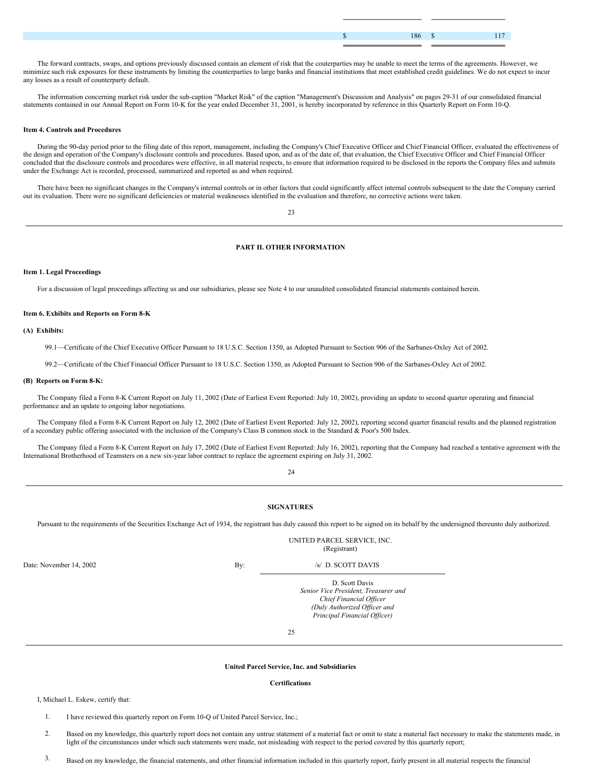| | | |
|---|---|---|
| | $ 186 | $ 117 |

The forward contracts, swaps, and options previously discussed contain an element of risk that the couterparties may be unable to meet the terms of the agreements. However, we minimize such risk exposures for these instruments by limiting the counterparties to large banks and financial institutions that meet established credit guidelines. We do not expect to incur any losses as a result of counterparty default.

The information concerning market risk under the sub-caption "Market Risk" of the caption "Management's Discussion and Analysis" on pages 29-31 of our consolidated financial statements contained in our Annual Report on Form 10-K for the year ended December 31, 2001, is hereby incorporated by reference in this Quarterly Report on Form 10-Q.

**Item 4. Controls and Procedures**

During the 90-day period prior to the filing date of this report, management, including the Company's Chief Executive Officer and Chief Financial Officer, evaluated the effectiveness of the design and operation of the Company's disclosure controls and procedures. Based upon, and as of the date of, that evaluation, the Chief Executive Officer and Chief Financial Officer concluded that the disclosure controls and procedures were effective, in all material respects, to ensure that information required to be disclosed in the reports the Company files and submits under the Exchange Act is recorded, processed, summarized and reported as and when required.

There have been no significant changes in the Company's internal controls or in other factors that could significantly affect internal controls subsequent to the date the Company carried out its evaluation. There were no significant deficiencies or material weaknesses identified in the evaluation and therefore, no corrective actions were taken.

## PART II. OTHER INFORMATION

**Item 1. Legal Proceedings**

For a discussion of legal proceedings affecting us and our subsidiaries, please see Note 4 to our unaudited consolidated financial statements contained herein.

**Item 6. Exhibits and Reports on Form 8-K**

**(A) Exhibits:**

99.1—Certificate of the Chief Executive Officer Pursuant to 18 U.S.C. Section 1350, as Adopted Pursuant to Section 906 of the Sarbanes-Oxley Act of 2002.

99.2—Certificate of the Chief Financial Officer Pursuant to 18 U.S.C. Section 1350, as Adopted Pursuant to Section 906 of the Sarbanes-Oxley Act of 2002.

**(B) Reports on Form 8-K:**

The Company filed a Form 8-K Current Report on July 11, 2002 (Date of Earliest Event Reported: July 10, 2002), providing an update to second quarter operating and financial performance and an update to ongoing labor negotiations.

The Company filed a Form 8-K Current Report on July 12, 2002 (Date of Earliest Event Reported: July 12, 2002), reporting second quarter financial results and the planned registration of a secondary public offering associated with the inclusion of the Company's Class B common stock in the Standard & Poor's 500 Index.

The Company filed a Form 8-K Current Report on July 17, 2002 (Date of Earliest Event Reported: July 16, 2002), reporting that the Company had reached a tentative agreement with the International Brotherhood of Teamsters on a new six-year labor contract to replace the agreement expiring on July 31, 2002.

## SIGNATURES

Pursuant to the requirements of the Securities Exchange Act of 1934, the registrant has duly caused this report to be signed on its behalf by the undersigned thereunto duly authorized.

UNITED PARCEL SERVICE, INC.
(Registrant)

Date: November 14, 2002

By: /s/ D. SCOTT DAVIS

D. Scott Davis
*Senior Vice President, Treasurer and Chief Financial Officer*
*(Duly Authorized Officer and Principal Financial Officer)*

**United Parcel Service, Inc. and Subsidiaries**

**Certifications**

I, Michael L. Eskew, certify that:

1. I have reviewed this quarterly report on Form 10-Q of United Parcel Service, Inc.;
2. Based on my knowledge, this quarterly report does not contain any untrue statement of a material fact or omit to state a material fact necessary to make the statements made, in light of the circumstances under which such statements were made, not misleading with respect to the period covered by this quarterly report;
3. Based on my knowledge, the financial statements, and other financial information included in this quarterly report, fairly present in all material respects the financial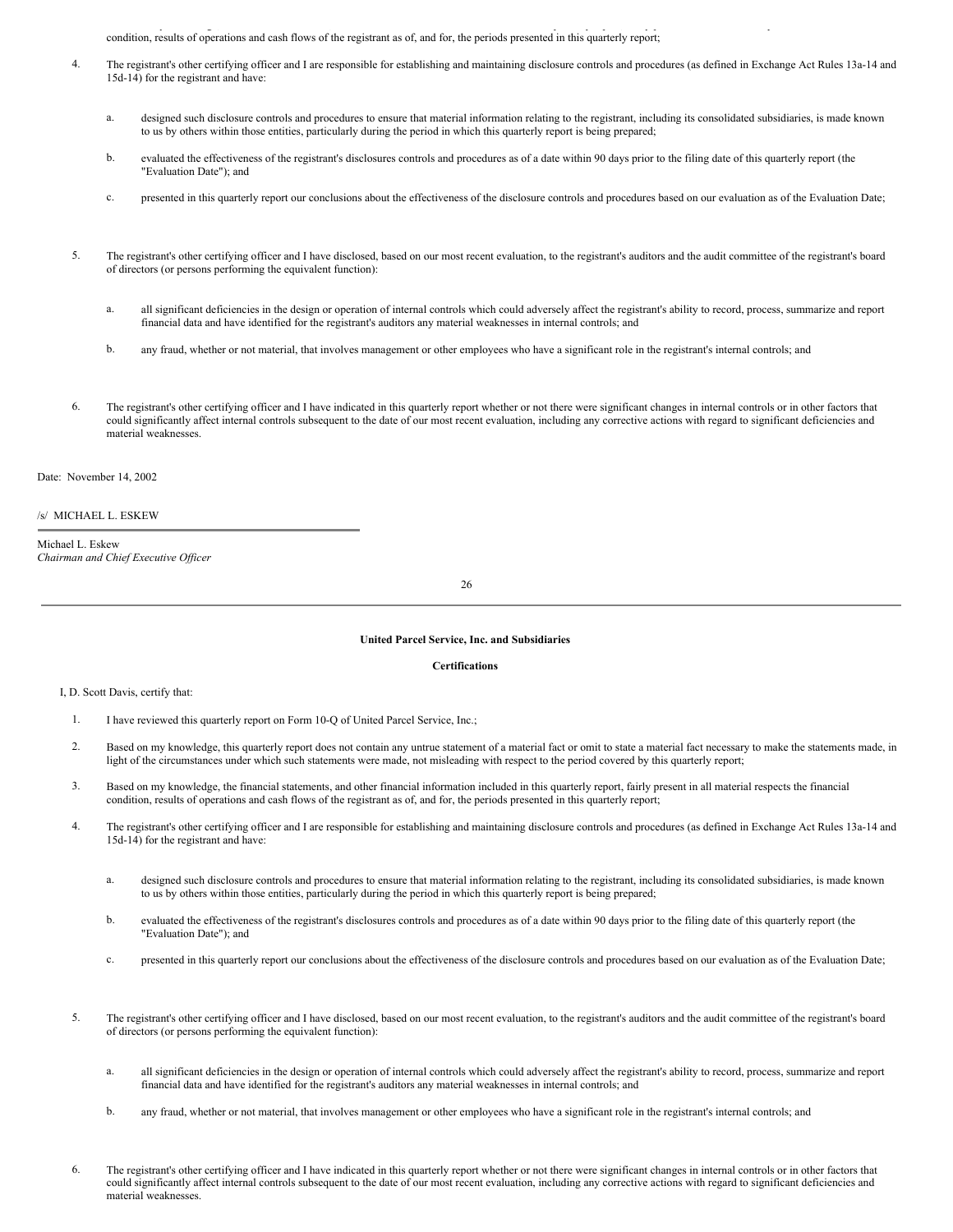condition, results of operations and cash flows of the registrant as of, and for, the periods presented in this quarterly report;

4. The registrant's other certifying officer and I are responsible for establishing and maintaining disclosure controls and procedures (as defined in Exchange Act Rules 13a-14 and 15d-14) for the registrant and have:

   a. designed such disclosure controls and procedures to ensure that material information relating to the registrant, including its consolidated subsidiaries, is made known to us by others within those entities, particularly during the period in which this quarterly report is being prepared;

   b. evaluated the effectiveness of the registrant's disclosures controls and procedures as of a date within 90 days prior to the filing date of this quarterly report (the "Evaluation Date"); and

   c. presented in this quarterly report our conclusions about the effectiveness of the disclosure controls and procedures based on our evaluation as of the Evaluation Date;

5. The registrant's other certifying officer and I have disclosed, based on our most recent evaluation, to the registrant's auditors and the audit committee of the registrant's board of directors (or persons performing the equivalent function):

   a. all significant deficiencies in the design or operation of internal controls which could adversely affect the registrant's ability to record, process, summarize and report financial data and have identified for the registrant's auditors any material weaknesses in internal controls; and

   b. any fraud, whether or not material, that involves management or other employees who have a significant role in the registrant's internal controls; and

6. The registrant's other certifying officer and I have indicated in this quarterly report whether or not there were significant changes in internal controls or in other factors that could significantly affect internal controls subsequent to the date of our most recent evaluation, including any corrective actions with regard to significant deficiencies and material weaknesses.

Date: November 14, 2002

/s/ MICHAEL L. ESKEW

Michael L. Eskew
*Chairman and Chief Executive Officer*

---

**United Parcel Service, Inc. and Subsidiaries**

**Certifications**

I, D. Scott Davis, certify that:

1. I have reviewed this quarterly report on Form 10-Q of United Parcel Service, Inc.;

2. Based on my knowledge, this quarterly report does not contain any untrue statement of a material fact or omit to state a material fact necessary to make the statements made, in light of the circumstances under which such statements were made, not misleading with respect to the period covered by this quarterly report;

3. Based on my knowledge, the financial statements, and other financial information included in this quarterly report, fairly present in all material respects the financial condition, results of operations and cash flows of the registrant as of, and for, the periods presented in this quarterly report;

4. The registrant's other certifying officer and I are responsible for establishing and maintaining disclosure controls and procedures (as defined in Exchange Act Rules 13a-14 and 15d-14) for the registrant and have:

   a. designed such disclosure controls and procedures to ensure that material information relating to the registrant, including its consolidated subsidiaries, is made known to us by others within those entities, particularly during the period in which this quarterly report is being prepared;

   b. evaluated the effectiveness of the registrant's disclosures controls and procedures as of a date within 90 days prior to the filing date of this quarterly report (the "Evaluation Date"); and

   c. presented in this quarterly report our conclusions about the effectiveness of the disclosure controls and procedures based on our evaluation as of the Evaluation Date;

5. The registrant's other certifying officer and I have disclosed, based on our most recent evaluation, to the registrant's auditors and the audit committee of the registrant's board of directors (or persons performing the equivalent function):

   a. all significant deficiencies in the design or operation of internal controls which could adversely affect the registrant's ability to record, process, summarize and report financial data and have identified for the registrant's auditors any material weaknesses in internal controls; and

   b. any fraud, whether or not material, that involves management or other employees who have a significant role in the registrant's internal controls; and

6. The registrant's other certifying officer and I have indicated in this quarterly report whether or not there were significant changes in internal controls or in other factors that could significantly affect internal controls subsequent to the date of our most recent evaluation, including any corrective actions with regard to significant deficiencies and material weaknesses.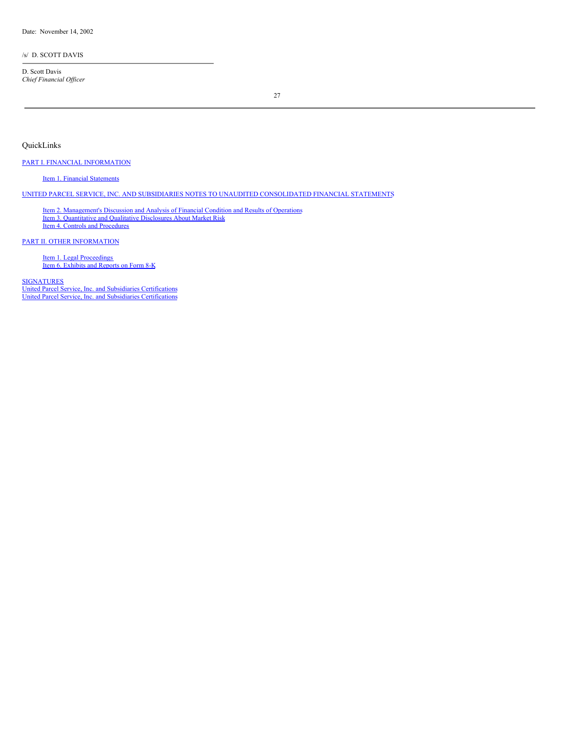Date: November 14, 2002

/s/ D. SCOTT DAVIS

D. Scott Davis
*Chief Financial Officer*

QuickLinks

PART I. FINANCIAL INFORMATION

Item 1. Financial Statements

UNITED PARCEL SERVICE, INC. AND SUBSIDIARIES NOTES TO UNAUDITED CONSOLIDATED FINANCIAL STATEMENTS

Item 2. Management's Discussion and Analysis of Financial Condition and Results of Operations
Item 3. Quantitative and Qualitative Disclosures About Market Risk
Item 4. Controls and Procedures

PART II. OTHER INFORMATION

Item 1. Legal Proceedings
Item 6. Exhibits and Reports on Form 8-K

SIGNATURES
United Parcel Service, Inc. and Subsidiaries Certifications
United Parcel Service, Inc. and Subsidiaries Certifications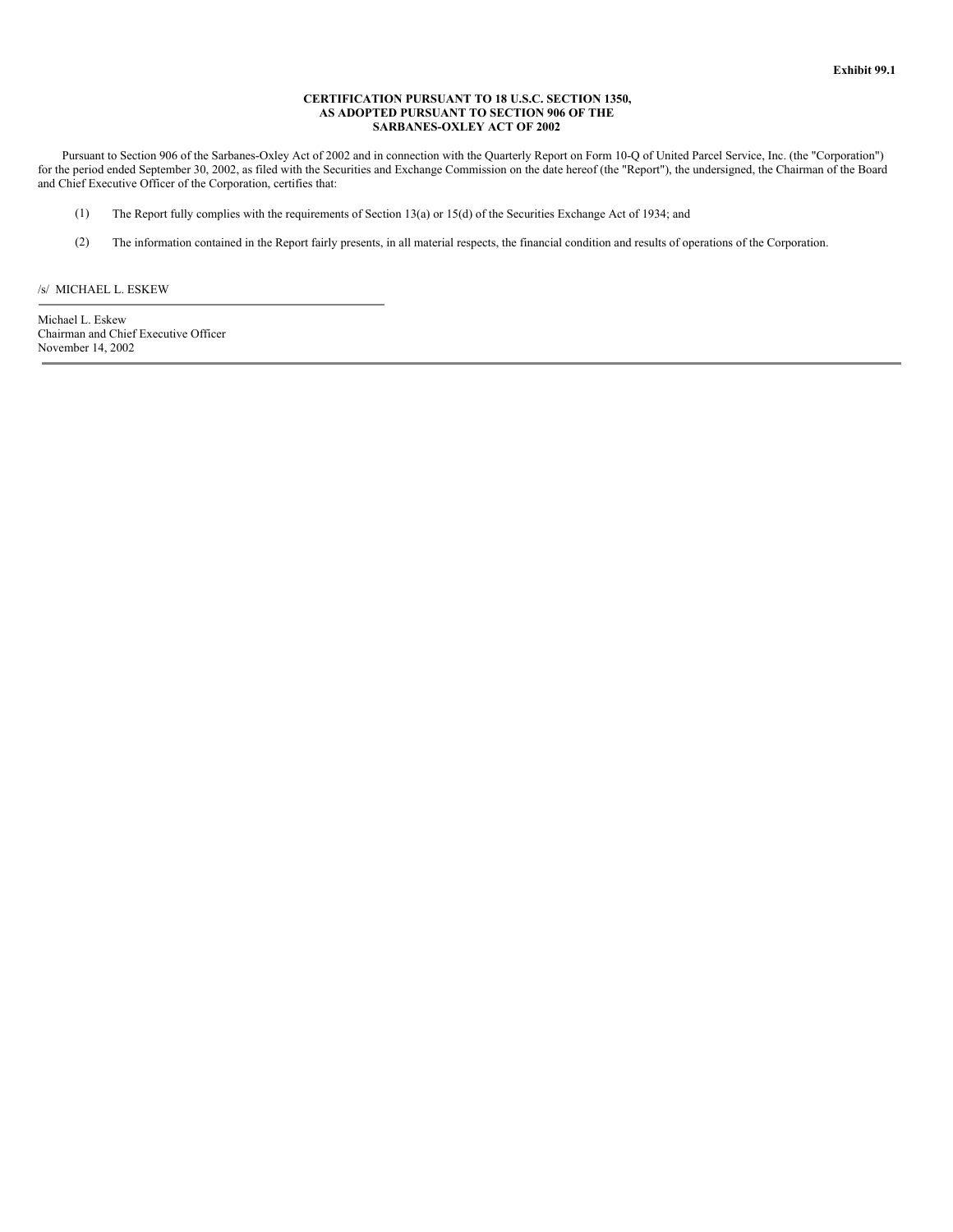Exhibit 99.1

**CERTIFICATION PURSUANT TO 18 U.S.C. SECTION 1350,**
**AS ADOPTED PURSUANT TO SECTION 906 OF THE**
**SARBANES-OXLEY ACT OF 2002**

Pursuant to Section 906 of the Sarbanes-Oxley Act of 2002 and in connection with the Quarterly Report on Form 10-Q of United Parcel Service, Inc. (the "Corporation") for the period ended September 30, 2002, as filed with the Securities and Exchange Commission on the date hereof (the "Report"), the undersigned, the Chairman of the Board and Chief Executive Officer of the Corporation, certifies that:

(1) The Report fully complies with the requirements of Section 13(a) or 15(d) of the Securities Exchange Act of 1934; and

(2) The information contained in the Report fairly presents, in all material respects, the financial condition and results of operations of the Corporation.

/s/ MICHAEL L. ESKEW

Michael L. Eskew
Chairman and Chief Executive Officer
November 14, 2002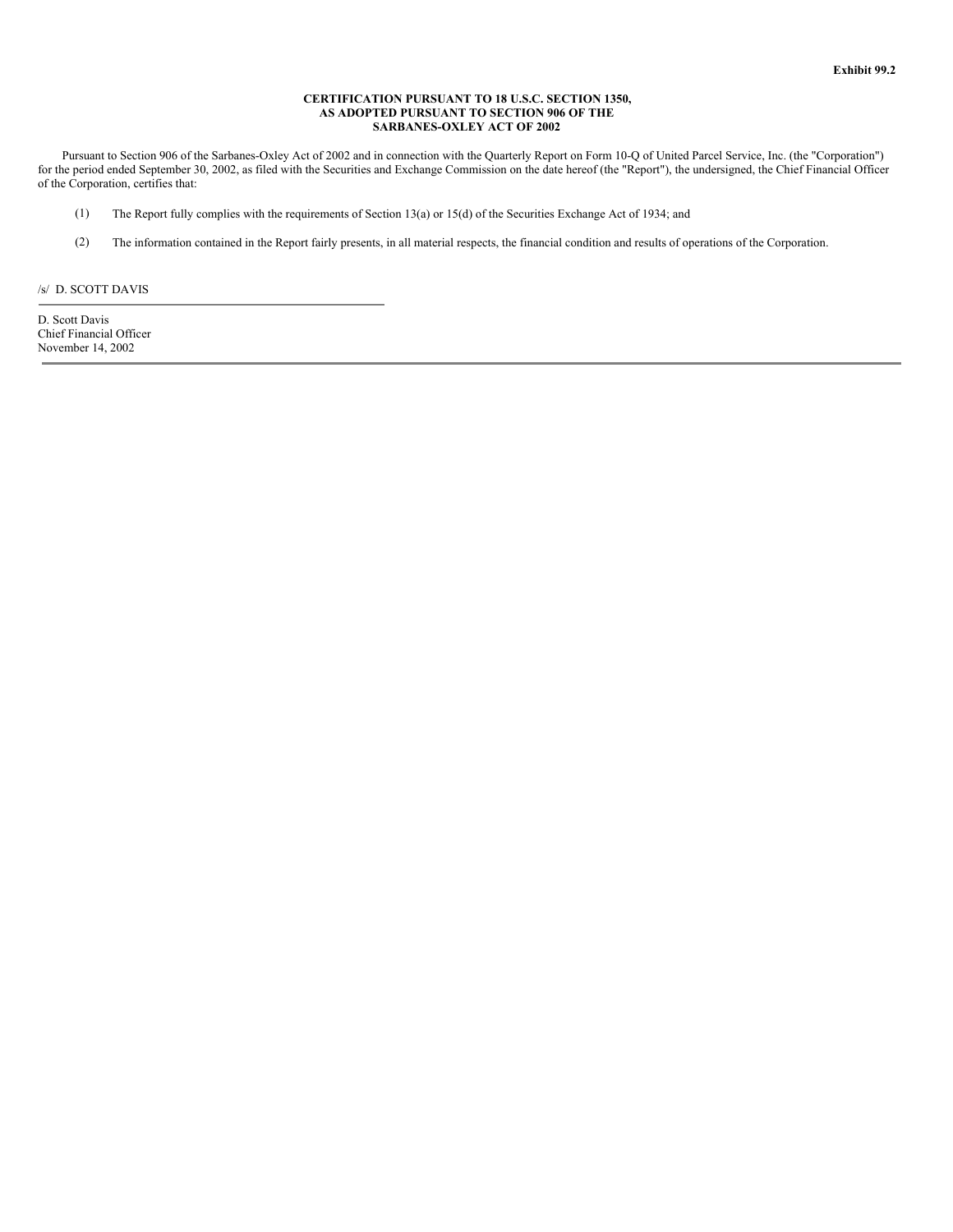**Exhibit 99.2**

**CERTIFICATION PURSUANT TO 18 U.S.C. SECTION 1350,
AS ADOPTED PURSUANT TO SECTION 906 OF THE
SARBANES-OXLEY ACT OF 2002**

Pursuant to Section 906 of the Sarbanes-Oxley Act of 2002 and in connection with the Quarterly Report on Form 10-Q of United Parcel Service, Inc. (the "Corporation") for the period ended September 30, 2002, as filed with the Securities and Exchange Commission on the date hereof (the "Report"), the undersigned, the Chief Financial Officer of the Corporation, certifies that:

(1) The Report fully complies with the requirements of Section 13(a) or 15(d) of the Securities Exchange Act of 1934; and

(2) The information contained in the Report fairly presents, in all material respects, the financial condition and results of operations of the Corporation.

/s/ D. SCOTT DAVIS

D. Scott Davis
Chief Financial Officer
November 14, 2002